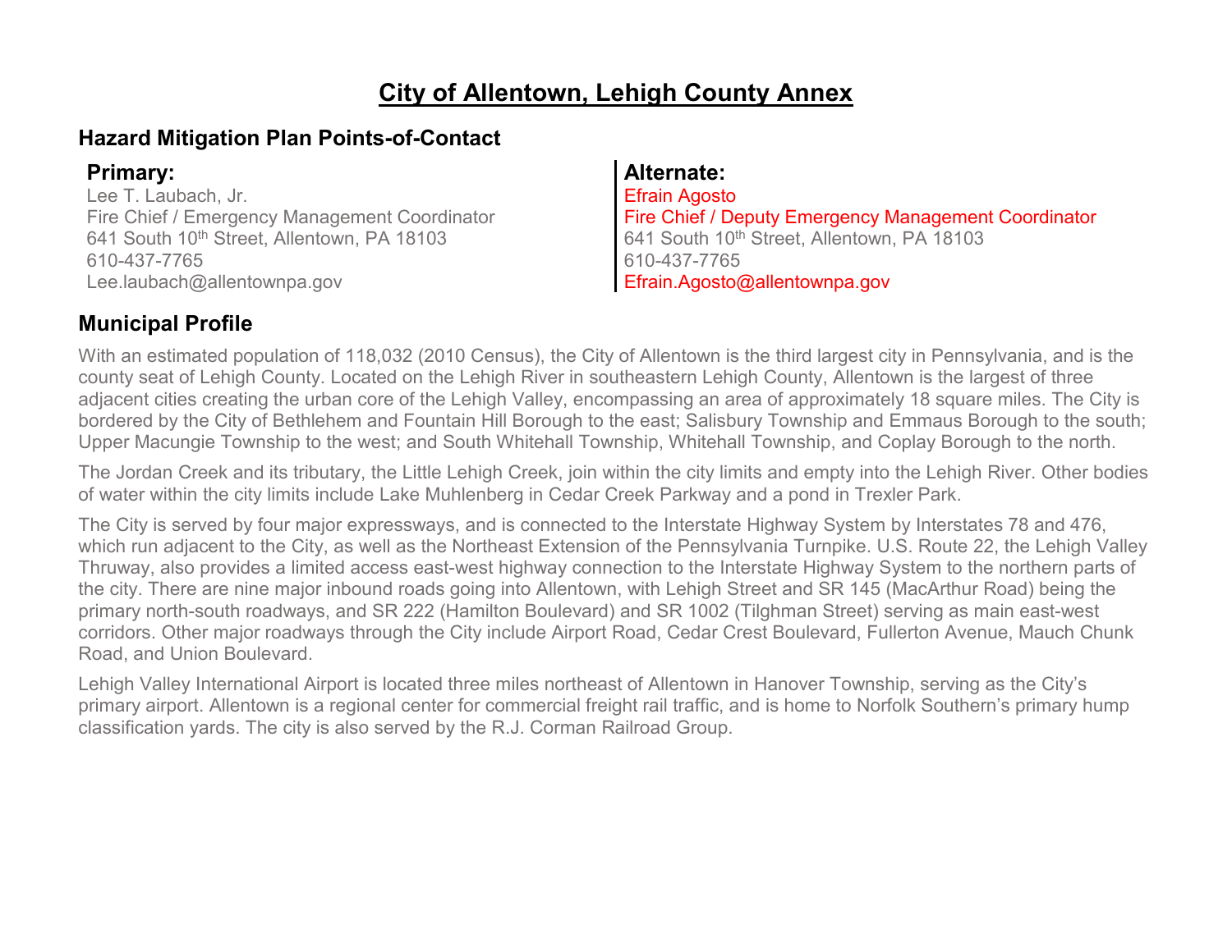# City of Allentown, Lehigh County Annex

## Hazard Mitigation Plan Points-of-Contact

**Primary:**

Lee T. Laubach, Jr.
Fire Chief / Emergency Management Coordinator
641 South 10th Street, Allentown, PA 18103
610-437-7765
Lee.laubach@allentownpa.gov

**Alternate:**

Efrain Agosto
Fire Chief / Deputy Emergency Management Coordinator
641 South 10th Street, Allentown, PA 18103
610-437-7765
Efrain.Agosto@allentownpa.gov

## Municipal Profile

With an estimated population of 118,032 (2010 Census), the City of Allentown is the third largest city in Pennsylvania, and is the county seat of Lehigh County. Located on the Lehigh River in southeastern Lehigh County, Allentown is the largest of three adjacent cities creating the urban core of the Lehigh Valley, encompassing an area of approximately 18 square miles. The City is bordered by the City of Bethlehem and Fountain Hill Borough to the east; Salisbury Township and Emmaus Borough to the south; Upper Macungie Township to the west; and South Whitehall Township, Whitehall Township, and Coplay Borough to the north.

The Jordan Creek and its tributary, the Little Lehigh Creek, join within the city limits and empty into the Lehigh River. Other bodies of water within the city limits include Lake Muhlenberg in Cedar Creek Parkway and a pond in Trexler Park.

The City is served by four major expressways, and is connected to the Interstate Highway System by Interstates 78 and 476, which run adjacent to the City, as well as the Northeast Extension of the Pennsylvania Turnpike. U.S. Route 22, the Lehigh Valley Thruway, also provides a limited access east-west highway connection to the Interstate Highway System to the northern parts of the city. There are nine major inbound roads going into Allentown, with Lehigh Street and SR 145 (MacArthur Road) being the primary north-south roadways, and SR 222 (Hamilton Boulevard) and SR 1002 (Tilghman Street) serving as main east-west corridors. Other major roadways through the City include Airport Road, Cedar Crest Boulevard, Fullerton Avenue, Mauch Chunk Road, and Union Boulevard.

Lehigh Valley International Airport is located three miles northeast of Allentown in Hanover Township, serving as the City's primary airport. Allentown is a regional center for commercial freight rail traffic, and is home to Norfolk Southern's primary hump classification yards. The city is also served by the R.J. Corman Railroad Group.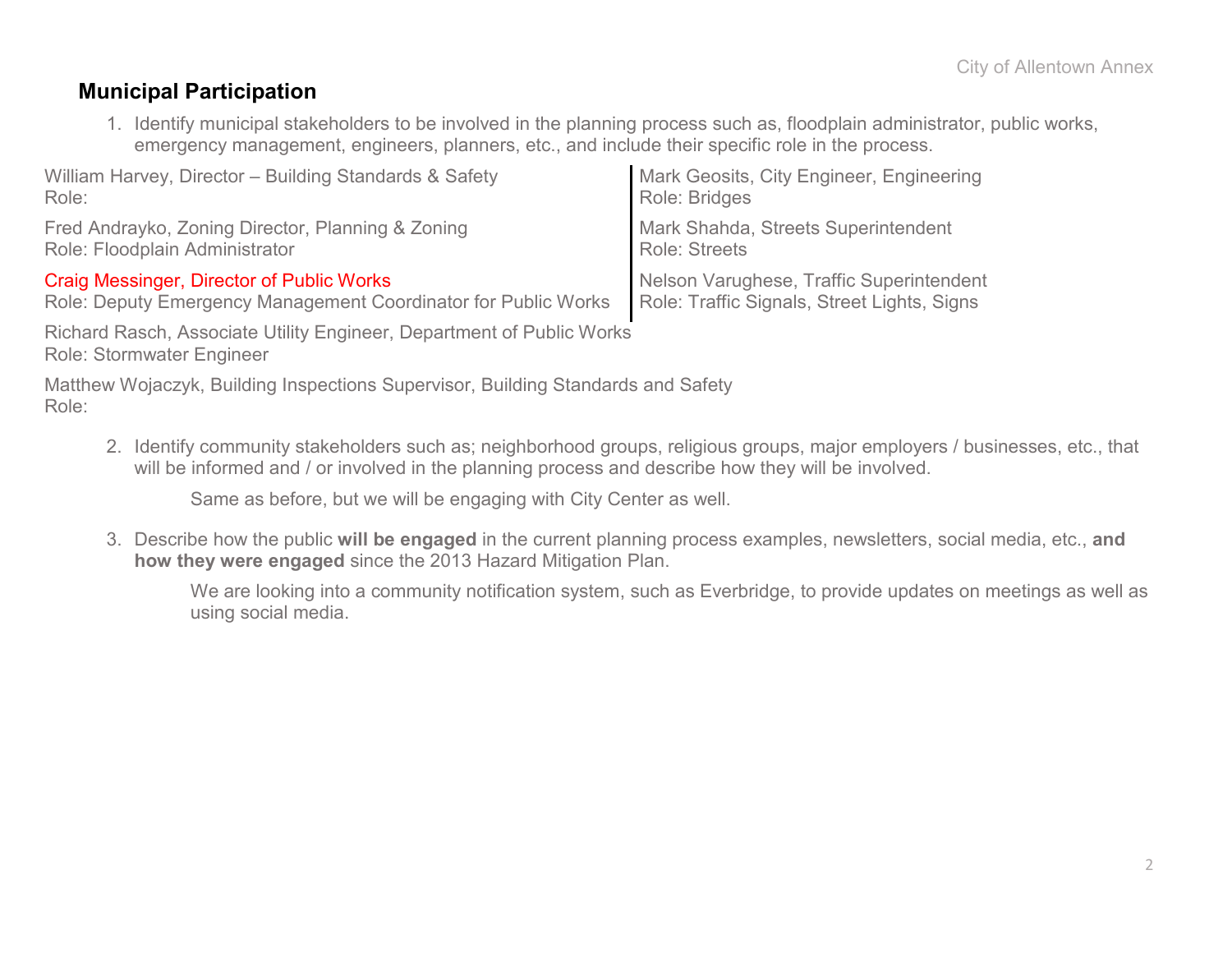## Municipal Participation

1. Identify municipal stakeholders to be involved in the planning process such as, floodplain administrator, public works, emergency management, engineers, planners, etc., and include their specific role in the process.

William Harvey, Director – Building Standards & Safety
Role:

Fred Andrayko, Zoning Director, Planning & Zoning
Role: Floodplain Administrator

Craig Messinger, Director of Public Works
Role: Deputy Emergency Management Coordinator for Public Works

Mark Geosits, City Engineer, Engineering
Role: Bridges

Mark Shahda, Streets Superintendent
Role: Streets

Nelson Varughese, Traffic Superintendent
Role: Traffic Signals, Street Lights, Signs

Richard Rasch, Associate Utility Engineer, Department of Public Works
Role: Stormwater Engineer

Matthew Wojaczyk, Building Inspections Supervisor, Building Standards and Safety
Role:

2. Identify community stakeholders such as; neighborhood groups, religious groups, major employers / businesses, etc., that will be informed and / or involved in the planning process and describe how they will be involved.

   Same as before, but we will be engaging with City Center as well.

3. Describe how the public **will be engaged** in the current planning process examples, newsletters, social media, etc., **and how they were engaged** since the 2013 Hazard Mitigation Plan.

   We are looking into a community notification system, such as Everbridge, to provide updates on meetings as well as using social media.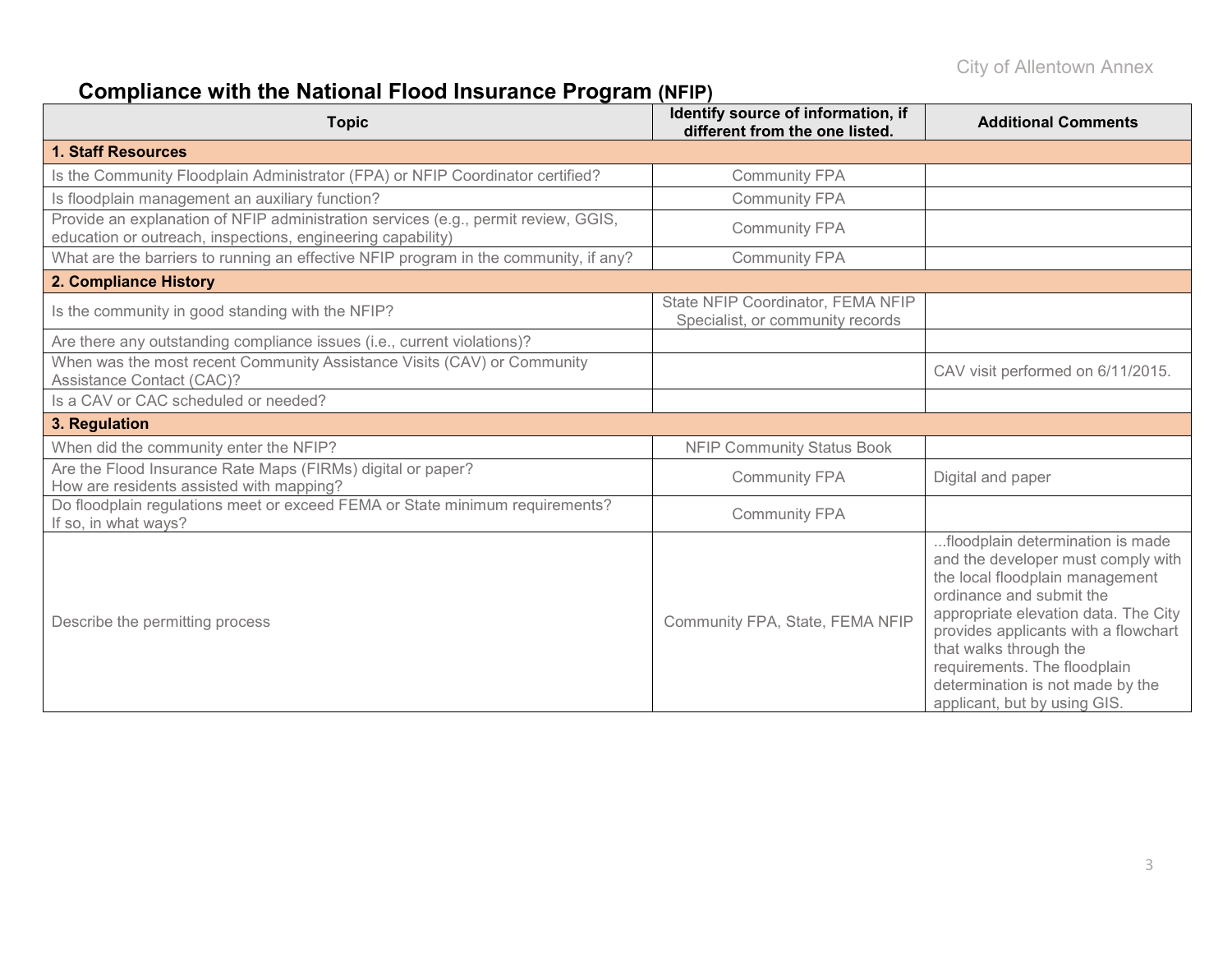## Compliance with the National Flood Insurance Program (NFIP)

| Topic | Identify source of information, if different from the one listed. | Additional Comments |
|---|---|---|
| **1. Staff Resources** | | |
| Is the Community Floodplain Administrator (FPA) or NFIP Coordinator certified? | Community FPA | |
| Is floodplain management an auxiliary function? | Community FPA | |
| Provide an explanation of NFIP administration services (e.g., permit review, GGIS, education or outreach, inspections, engineering capability) | Community FPA | |
| What are the barriers to running an effective NFIP program in the community, if any? | Community FPA | |
| **2. Compliance History** | | |
| Is the community in good standing with the NFIP? | State NFIP Coordinator, FEMA NFIP Specialist, or community records | |
| Are there any outstanding compliance issues (i.e., current violations)? | | |
| When was the most recent Community Assistance Visits (CAV) or Community Assistance Contact (CAC)? | | CAV visit performed on 6/11/2015. |
| Is a CAV or CAC scheduled or needed? | | |
| **3. Regulation** | | |
| When did the community enter the NFIP? | NFIP Community Status Book | |
| Are the Flood Insurance Rate Maps (FIRMs) digital or paper? How are residents assisted with mapping? | Community FPA | Digital and paper |
| Do floodplain regulations meet or exceed FEMA or State minimum requirements? If so, in what ways? | Community FPA | |
| Describe the permitting process | Community FPA, State, FEMA NFIP | ...floodplain determination is made and the developer must comply with the local floodplain management ordinance and submit the appropriate elevation data. The City provides applicants with a flowchart that walks through the requirements. The floodplain determination is not made by the applicant, but by using GIS. |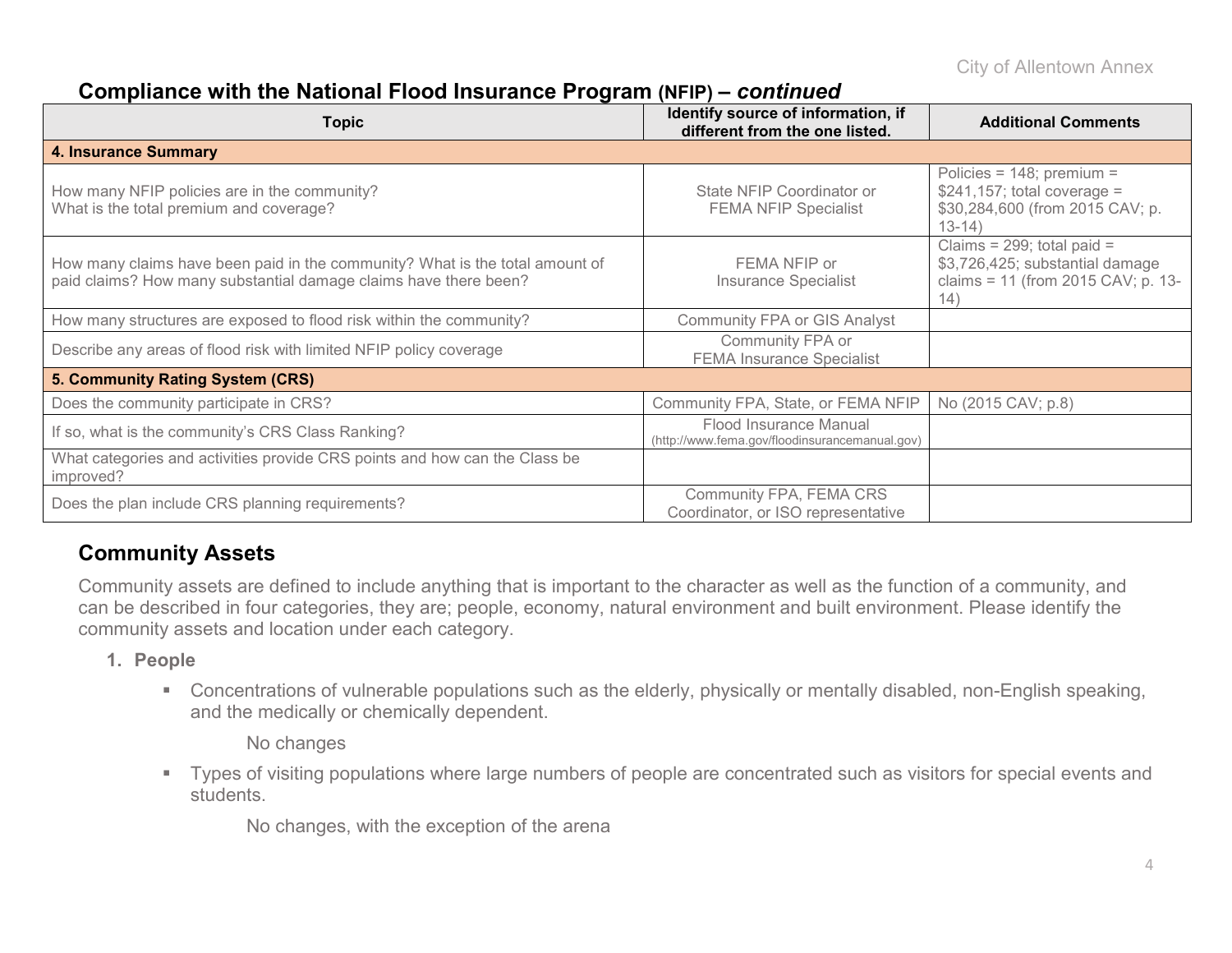## Compliance with the National Flood Insurance Program (NFIP) – *continued*

| Topic | Identify source of information, if different from the one listed. | Additional Comments |
|---|---|---|
| **4. Insurance Summary** | | |
| How many NFIP policies are in the community? What is the total premium and coverage? | State NFIP Coordinator or FEMA NFIP Specialist | Policies = 148; premium = $241,157; total coverage = $30,284,600 (from 2015 CAV; p. 13-14) |
| How many claims have been paid in the community? What is the total amount of paid claims? How many substantial damage claims have there been? | FEMA NFIP or Insurance Specialist | Claims = 299; total paid = $3,726,425; substantial damage claims = 11 (from 2015 CAV; p. 13-14) |
| How many structures are exposed to flood risk within the community? | Community FPA or GIS Analyst | |
| Describe any areas of flood risk with limited NFIP policy coverage | Community FPA or FEMA Insurance Specialist | |
| **5. Community Rating System (CRS)** | | |
| Does the community participate in CRS? | Community FPA, State, or FEMA NFIP | No (2015 CAV; p.8) |
| If so, what is the community's CRS Class Ranking? | Flood Insurance Manual (http://www.fema.gov/floodinsurancemanual.gov) | |
| What categories and activities provide CRS points and how can the Class be improved? | | |
| Does the plan include CRS planning requirements? | Community FPA, FEMA CRS Coordinator, or ISO representative | |

## Community Assets

Community assets are defined to include anything that is important to the character as well as the function of a community, and can be described in four categories, they are; people, economy, natural environment and built environment. Please identify the community assets and location under each category.

1. **People**
   - Concentrations of vulnerable populations such as the elderly, physically or mentally disabled, non-English speaking, and the medically or chemically dependent.

     No changes

   - Types of visiting populations where large numbers of people are concentrated such as visitors for special events and students.

     No changes, with the exception of the arena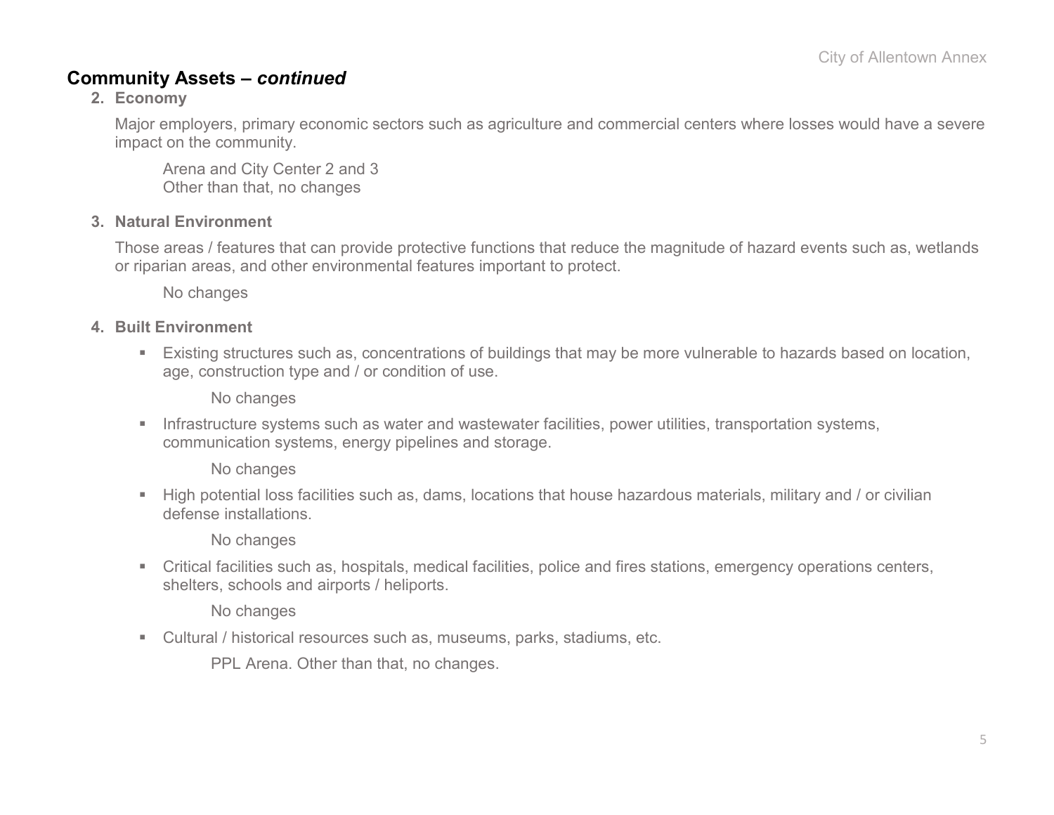## Community Assets – *continued*

2. **Economy**

   Major employers, primary economic sectors such as agriculture and commercial centers where losses would have a severe impact on the community.

   Arena and City Center 2 and 3
   Other than that, no changes

3. **Natural Environment**

   Those areas / features that can provide protective functions that reduce the magnitude of hazard events such as, wetlands or riparian areas, and other environmental features important to protect.

   No changes

4. **Built Environment**

   - Existing structures such as, concentrations of buildings that may be more vulnerable to hazards based on location, age, construction type and / or condition of use.

     No changes

   - Infrastructure systems such as water and wastewater facilities, power utilities, transportation systems, communication systems, energy pipelines and storage.

     No changes

   - High potential loss facilities such as, dams, locations that house hazardous materials, military and / or civilian defense installations.

     No changes

   - Critical facilities such as, hospitals, medical facilities, police and fires stations, emergency operations centers, shelters, schools and airports / heliports.

     No changes

   - Cultural / historical resources such as, museums, parks, stadiums, etc.

     PPL Arena. Other than that, no changes.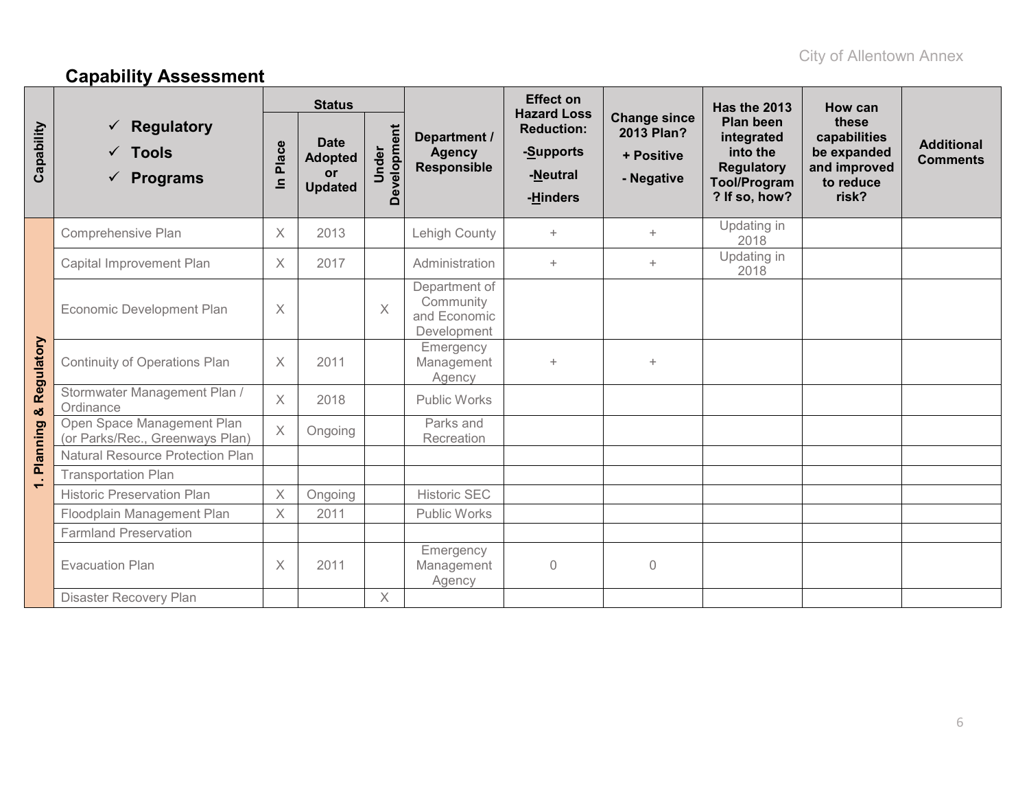## Capability Assessment

| Capability | ✓ Regulatory ✓ Tools ✓ Programs | Status | | | Department / Agency Responsible | Effect on Hazard Loss Reduction: -Supports -Neutral -Hinders | Change since 2013 Plan? + Positive - Negative | Has the 2013 Plan been integrated into the Regulatory Tool/Program? If so, how? | How can these capabilities be expanded and improved to reduce risk? | Additional Comments |
|---|---|---|---|---|---|---|---|---|---|---|
| | | In Place | Date Adopted or Updated | Under Development | | | | | | |
| 1. Planning & Regulatory | Comprehensive Plan | X | 2013 | | Lehigh County | + | + | Updating in 2018 | | |
| | Capital Improvement Plan | X | 2017 | | Administration | + | + | Updating in 2018 | | |
| | Economic Development Plan | X | | X | Department of Community and Economic Development | | | | | |
| | Continuity of Operations Plan | X | 2011 | | Emergency Management Agency | + | + | | | |
| | Stormwater Management Plan / Ordinance | X | 2018 | | Public Works | | | | | |
| | Open Space Management Plan (or Parks/Rec., Greenways Plan) | X | Ongoing | | Parks and Recreation | | | | | |
| | Natural Resource Protection Plan | | | | | | | | | |
| | Transportation Plan | | | | | | | | | |
| | Historic Preservation Plan | X | Ongoing | | Historic SEC | | | | | |
| | Floodplain Management Plan | X | 2011 | | Public Works | | | | | |
| | Farmland Preservation | | | | | | | | | |
| | Evacuation Plan | X | 2011 | | Emergency Management Agency | 0 | 0 | | | |
| | Disaster Recovery Plan | | | X | | | | | | |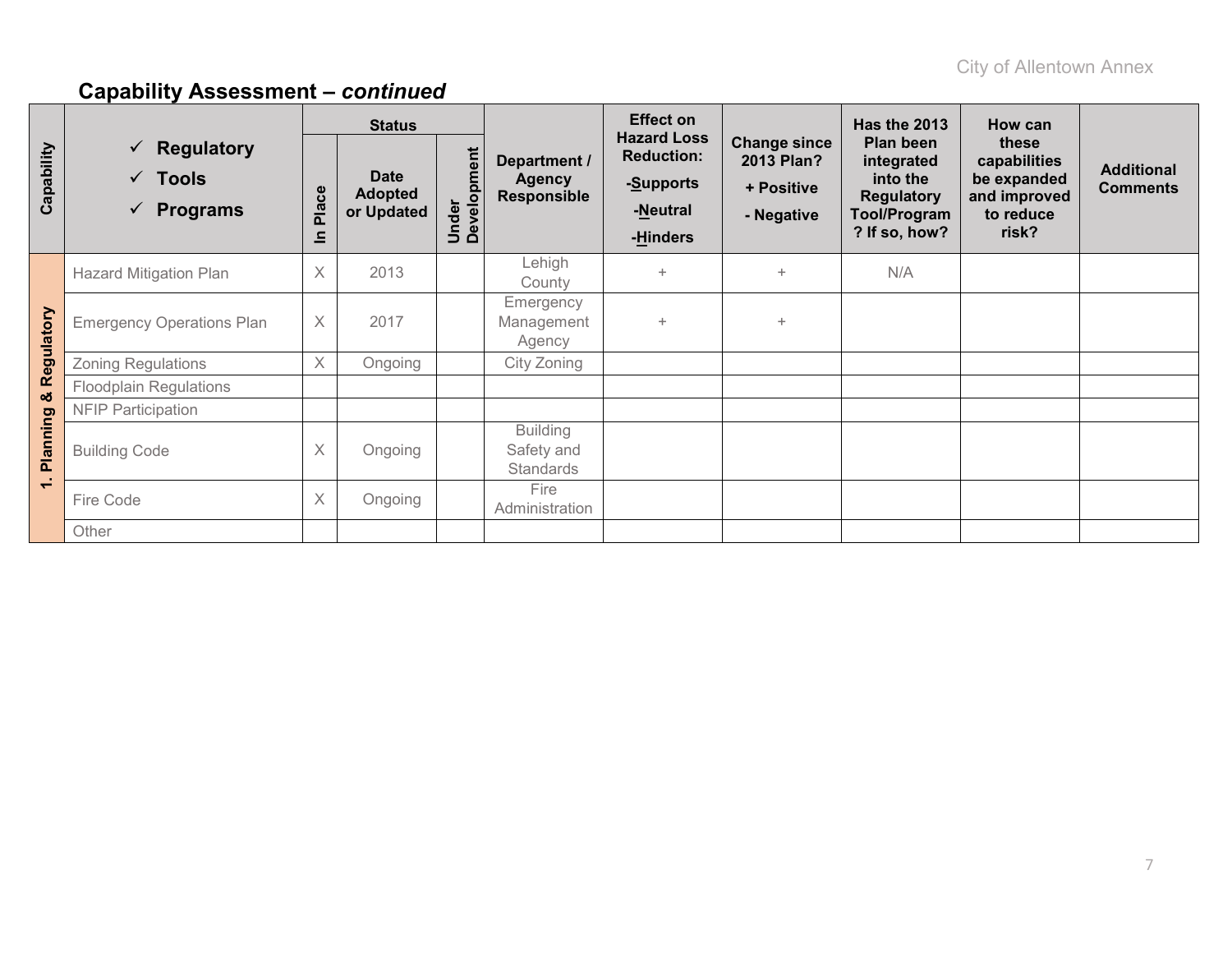## Capability Assessment – *continued*

| Capability | ✓ Regulatory ✓ Tools ✓ Programs | Status | | | Department / Agency Responsible | Effect on Hazard Loss Reduction: -Supports -Neutral -Hinders | Change since 2013 Plan? + Positive - Negative | Has the 2013 Plan been integrated into the Regulatory Tool/Program? If so, how? | How can these capabilities be expanded and improved to reduce risk? | Additional Comments |
|---|---|---|---|---|---|---|---|---|---|---|
| | | In Place | Date Adopted or Updated | Under Development | | | | | | |
| 1. Planning & Regulatory | Hazard Mitigation Plan | X | 2013 | | Lehigh County | + | + | N/A | | |
| | Emergency Operations Plan | X | 2017 | | Emergency Management Agency | + | + | | | |
| | Zoning Regulations | X | Ongoing | | City Zoning | | | | | |
| | Floodplain Regulations | | | | | | | | | |
| | NFIP Participation | | | | | | | | | |
| | Building Code | X | Ongoing | | Building Safety and Standards | | | | | |
| | Fire Code | X | Ongoing | | Fire Administration | | | | | |
| | Other | | | | | | | | | |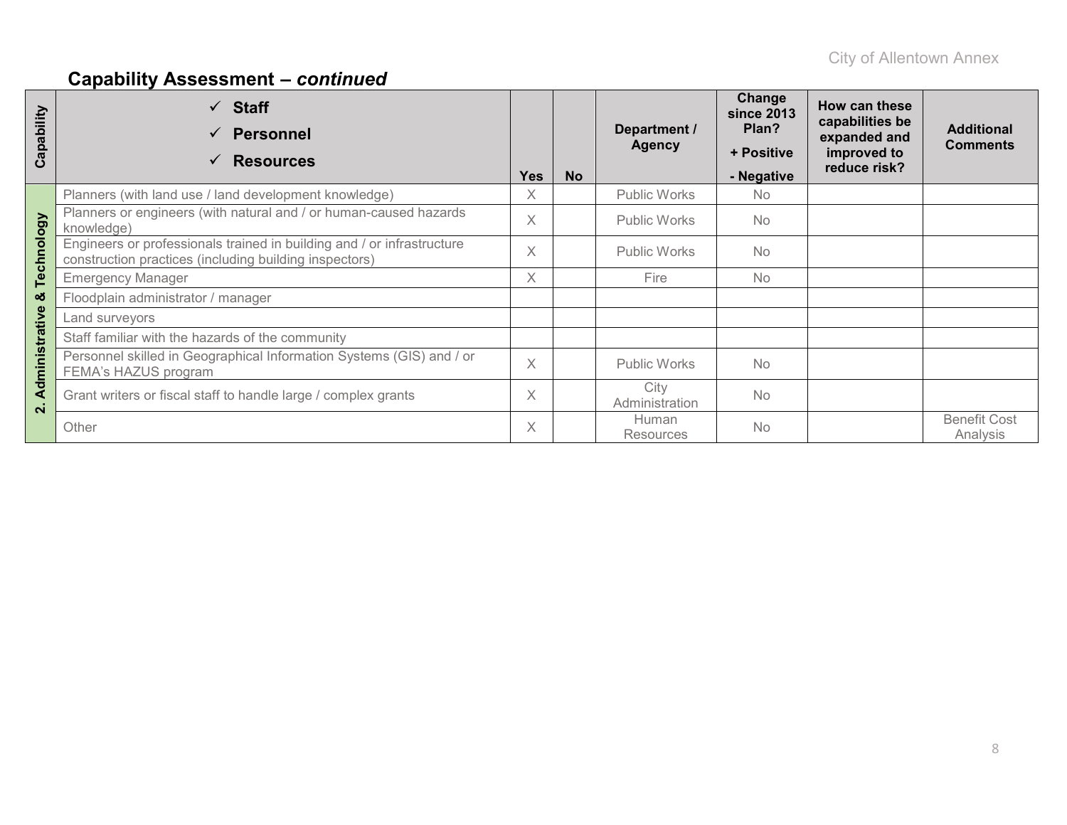## Capability Assessment – *continued*

| Capability | ✓ Staff ✓ Personnel ✓ Resources | Yes | No | Department / Agency | Change since 2013 Plan? + Positive - Negative | How can these capabilities be expanded and improved to reduce risk? | Additional Comments |
|---|---|---|---|---|---|---|---|
| 2. Administrative & Technology | Planners (with land use / land development knowledge) | X | | Public Works | No | | |
| | Planners or engineers (with natural and / or human-caused hazards knowledge) | X | | Public Works | No | | |
| | Engineers or professionals trained in building and / or infrastructure construction practices (including building inspectors) | X | | Public Works | No | | |
| | Emergency Manager | X | | Fire | No | | |
| | Floodplain administrator / manager | | | | | | |
| | Land surveyors | | | | | | |
| | Staff familiar with the hazards of the community | | | | | | |
| | Personnel skilled in Geographical Information Systems (GIS) and / or FEMA's HAZUS program | X | | Public Works | No | | |
| | Grant writers or fiscal staff to handle large / complex grants | X | | City Administration | No | | |
| | Other | X | | Human Resources | No | | Benefit Cost Analysis |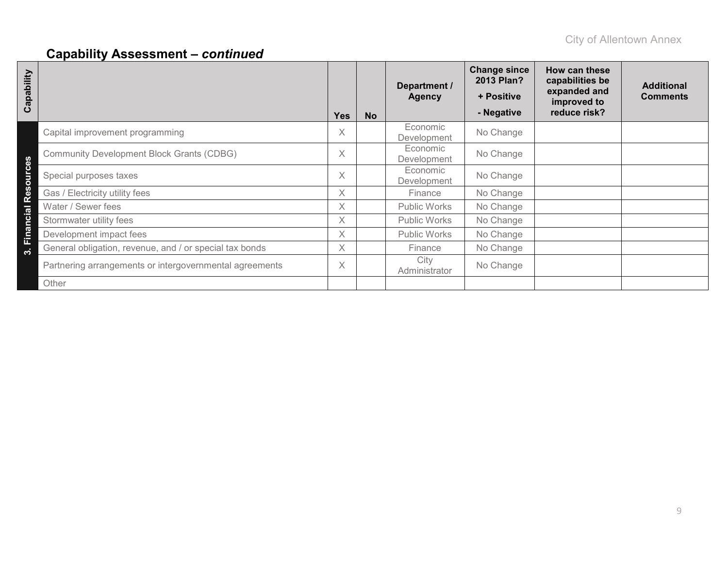## Capability Assessment – *continued*

| Capability | | Yes | No | Department / Agency | Change since 2013 Plan? + Positive - Negative | How can these capabilities be expanded and improved to reduce risk? | Additional Comments |
|---|---|---|---|---|---|---|---|
| 3. Financial Resources | Capital improvement programming | X | | Economic Development | No Change | | |
| | Community Development Block Grants (CDBG) | X | | Economic Development | No Change | | |
| | Special purposes taxes | X | | Economic Development | No Change | | |
| | Gas / Electricity utility fees | X | | Finance | No Change | | |
| | Water / Sewer fees | X | | Public Works | No Change | | |
| | Stormwater utility fees | X | | Public Works | No Change | | |
| | Development impact fees | X | | Public Works | No Change | | |
| | General obligation, revenue, and / or special tax bonds | X | | Finance | No Change | | |
| | Partnering arrangements or intergovernmental agreements | X | | City Administrator | No Change | | |
| | Other | | | | | | |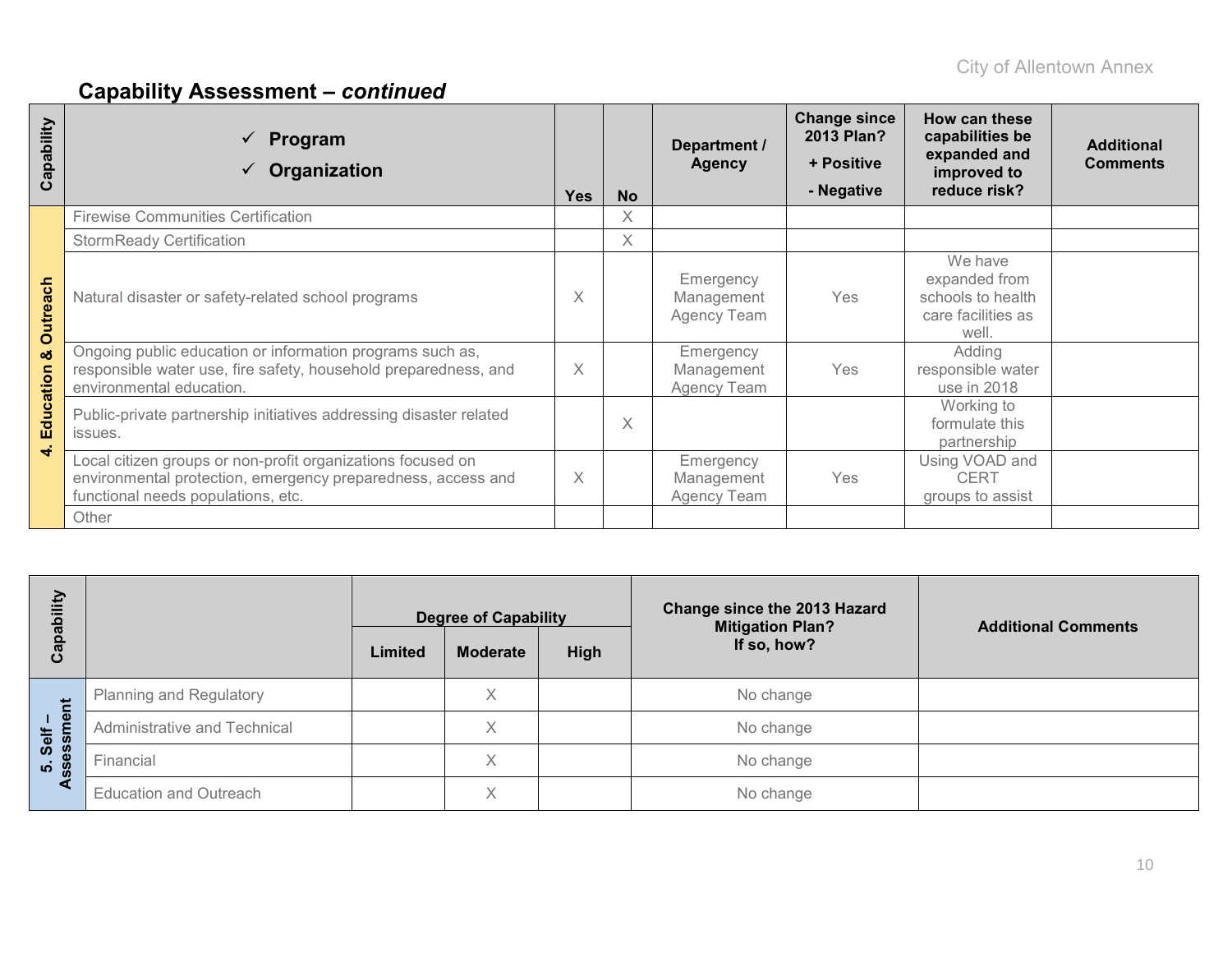## Capability Assessment – *continued*

| Capability | ✓ Program<br>✓ Organization | Yes | No | Department / Agency | Change since 2013 Plan?<br>+ Positive<br>- Negative | How can these capabilities be expanded and improved to reduce risk? | Additional Comments |
|---|---|---|---|---|---|---|---|
| 4. Education & Outreach | Firewise Communities Certification | | X | | | | |
| | StormReady Certification | | X | | | | |
| | Natural disaster or safety-related school programs | X | | Emergency Management Agency Team | Yes | We have expanded from schools to health care facilities as well. | |
| | Ongoing public education or information programs such as, responsible water use, fire safety, household preparedness, and environmental education. | X | | Emergency Management Agency Team | Yes | Adding responsible water use in 2018 | |
| | Public-private partnership initiatives addressing disaster related issues. | | X | | | Working to formulate this partnership | |
| | Local citizen groups or non-profit organizations focused on environmental protection, emergency preparedness, access and functional needs populations, etc. | X | | Emergency Management Agency Team | Yes | Using VOAD and CERT groups to assist | |
| | Other | | | | | | |

| Capability | | Degree of Capability | | | Change since the 2013 Hazard Mitigation Plan? If so, how? | Additional Comments |
|---|---|---|---|---|---|---|
| | | Limited | Moderate | High | | |
| 5. Self – Assessment | Planning and Regulatory | | X | | No change | |
| | Administrative and Technical | | X | | No change | |
| | Financial | | X | | No change | |
| | Education and Outreach | | X | | No change | |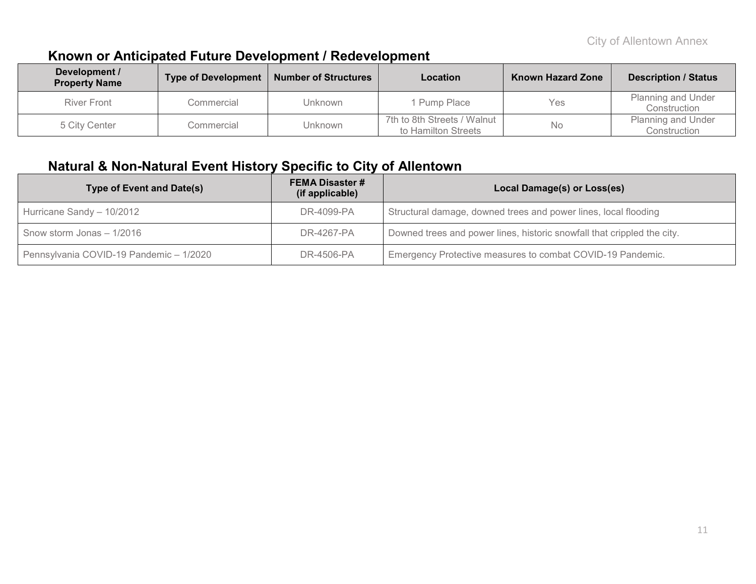## Known or Anticipated Future Development / Redevelopment

| Development / Property Name | Type of Development | Number of Structures | Location | Known Hazard Zone | Description / Status |
|---|---|---|---|---|---|
| River Front | Commercial | Unknown | 1 Pump Place | Yes | Planning and Under Construction |
| 5 City Center | Commercial | Unknown | 7th to 8th Streets / Walnut to Hamilton Streets | No | Planning and Under Construction |

## Natural & Non-Natural Event History Specific to City of Allentown

| Type of Event and Date(s) | FEMA Disaster # (if applicable) | Local Damage(s) or Loss(es) |
|---|---|---|
| Hurricane Sandy – 10/2012 | DR-4099-PA | Structural damage, downed trees and power lines, local flooding |
| Snow storm Jonas – 1/2016 | DR-4267-PA | Downed trees and power lines, historic snowfall that crippled the city. |
| Pennsylvania COVID-19 Pandemic – 1/2020 | DR-4506-PA | Emergency Protective measures to combat COVID-19 Pandemic. |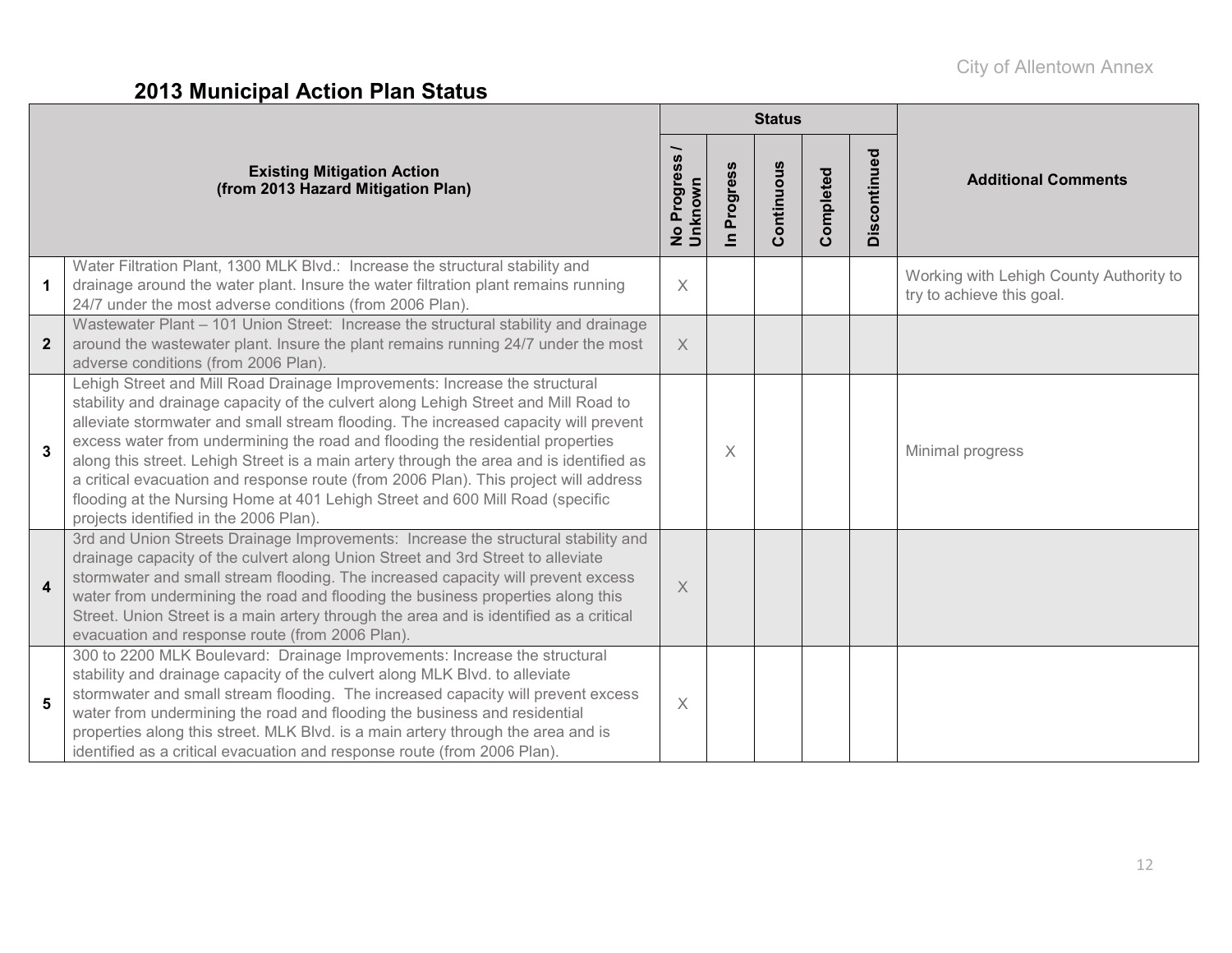## 2013 Municipal Action Plan Status

| | Existing Mitigation Action (from 2013 Hazard Mitigation Plan) | Status | | | | | Additional Comments |
|---|---|---|---|---|---|---|---|
| | | No Progress / Unknown | In Progress | Continuous | Completed | Discontinued | |
| 1 | Water Filtration Plant, 1300 MLK Blvd.: Increase the structural stability and drainage around the water plant. Insure the water filtration plant remains running 24/7 under the most adverse conditions (from 2006 Plan). | X | | | | | Working with Lehigh County Authority to try to achieve this goal. |
| 2 | Wastewater Plant – 101 Union Street: Increase the structural stability and drainage around the wastewater plant. Insure the plant remains running 24/7 under the most adverse conditions (from 2006 Plan). | X | | | | | |
| 3 | Lehigh Street and Mill Road Drainage Improvements: Increase the structural stability and drainage capacity of the culvert along Lehigh Street and Mill Road to alleviate stormwater and small stream flooding. The increased capacity will prevent excess water from undermining the road and flooding the residential properties along this street. Lehigh Street is a main artery through the area and is identified as a critical evacuation and response route (from 2006 Plan). This project will address flooding at the Nursing Home at 401 Lehigh Street and 600 Mill Road (specific projects identified in the 2006 Plan). | | X | | | | Minimal progress |
| 4 | 3rd and Union Streets Drainage Improvements: Increase the structural stability and drainage capacity of the culvert along Union Street and 3rd Street to alleviate stormwater and small stream flooding. The increased capacity will prevent excess water from undermining the road and flooding the business properties along this Street. Union Street is a main artery through the area and is identified as a critical evacuation and response route (from 2006 Plan). | X | | | | | |
| 5 | 300 to 2200 MLK Boulevard: Drainage Improvements: Increase the structural stability and drainage capacity of the culvert along MLK Blvd. to alleviate stormwater and small stream flooding. The increased capacity will prevent excess water from undermining the road and flooding the business and residential properties along this street. MLK Blvd. is a main artery through the area and is identified as a critical evacuation and response route (from 2006 Plan). | X | | | | | |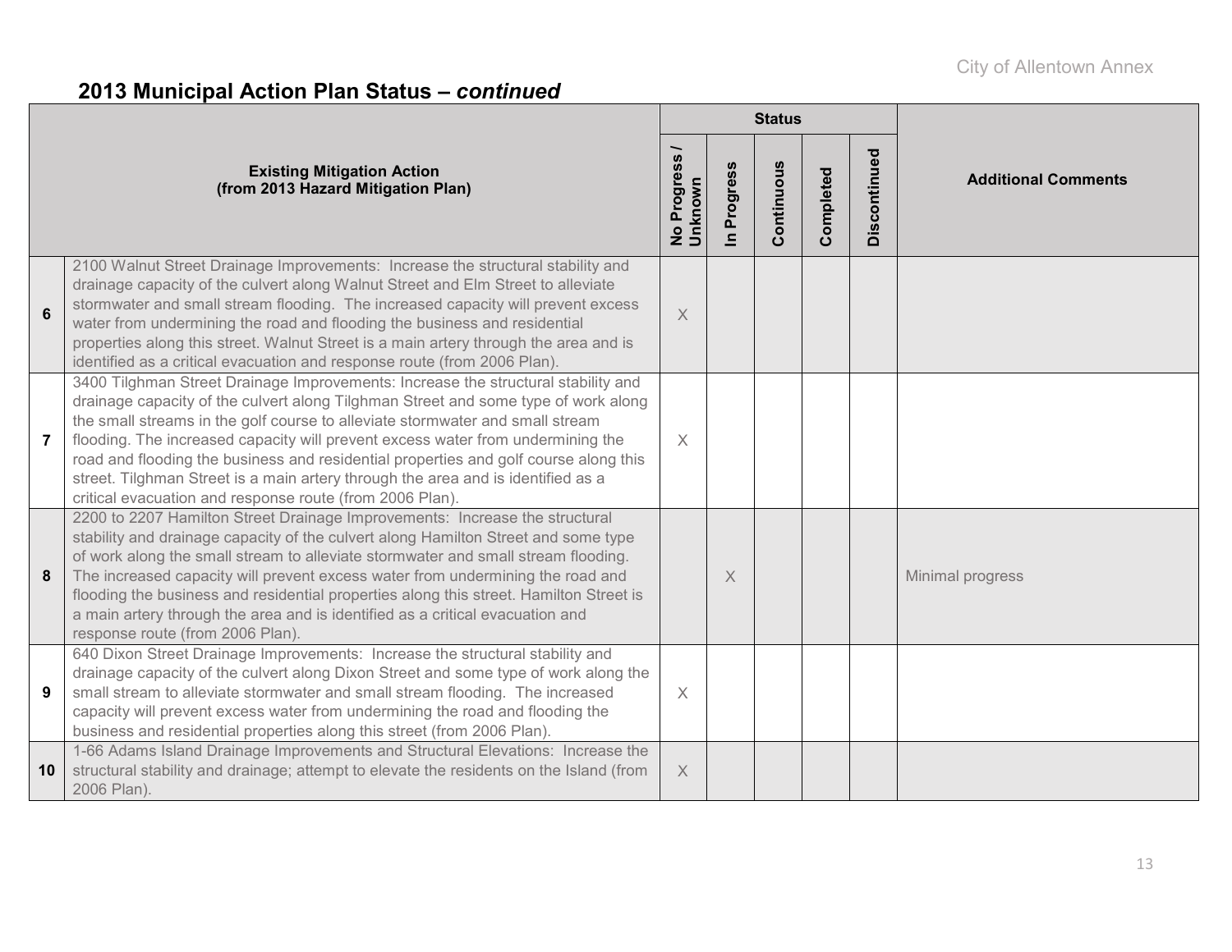## 2013 Municipal Action Plan Status – *continued*

| | Existing Mitigation Action (from 2013 Hazard Mitigation Plan) | Status | | | | | Additional Comments |
|---|---|---|---|---|---|---|---|
| | | No Progress / Unknown | In Progress | Continuous | Completed | Discontinued | |
| 6 | 2100 Walnut Street Drainage Improvements: Increase the structural stability and drainage capacity of the culvert along Walnut Street and Elm Street to alleviate stormwater and small stream flooding. The increased capacity will prevent excess water from undermining the road and flooding the business and residential properties along this street. Walnut Street is a main artery through the area and is identified as a critical evacuation and response route (from 2006 Plan). | X | | | | | |
| 7 | 3400 Tilghman Street Drainage Improvements: Increase the structural stability and drainage capacity of the culvert along Tilghman Street and some type of work along the small streams in the golf course to alleviate stormwater and small stream flooding. The increased capacity will prevent excess water from undermining the road and flooding the business and residential properties and golf course along this street. Tilghman Street is a main artery through the area and is identified as a critical evacuation and response route (from 2006 Plan). | X | | | | | |
| 8 | 2200 to 2207 Hamilton Street Drainage Improvements: Increase the structural stability and drainage capacity of the culvert along Hamilton Street and some type of work along the small stream to alleviate stormwater and small stream flooding. The increased capacity will prevent excess water from undermining the road and flooding the business and residential properties along this street. Hamilton Street is a main artery through the area and is identified as a critical evacuation and response route (from 2006 Plan). | | X | | | | Minimal progress |
| 9 | 640 Dixon Street Drainage Improvements: Increase the structural stability and drainage capacity of the culvert along Dixon Street and some type of work along the small stream to alleviate stormwater and small stream flooding. The increased capacity will prevent excess water from undermining the road and flooding the business and residential properties along this street (from 2006 Plan). | X | | | | | |
| 10 | 1-66 Adams Island Drainage Improvements and Structural Elevations: Increase the structural stability and drainage; attempt to elevate the residents on the Island (from 2006 Plan). | X | | | | | |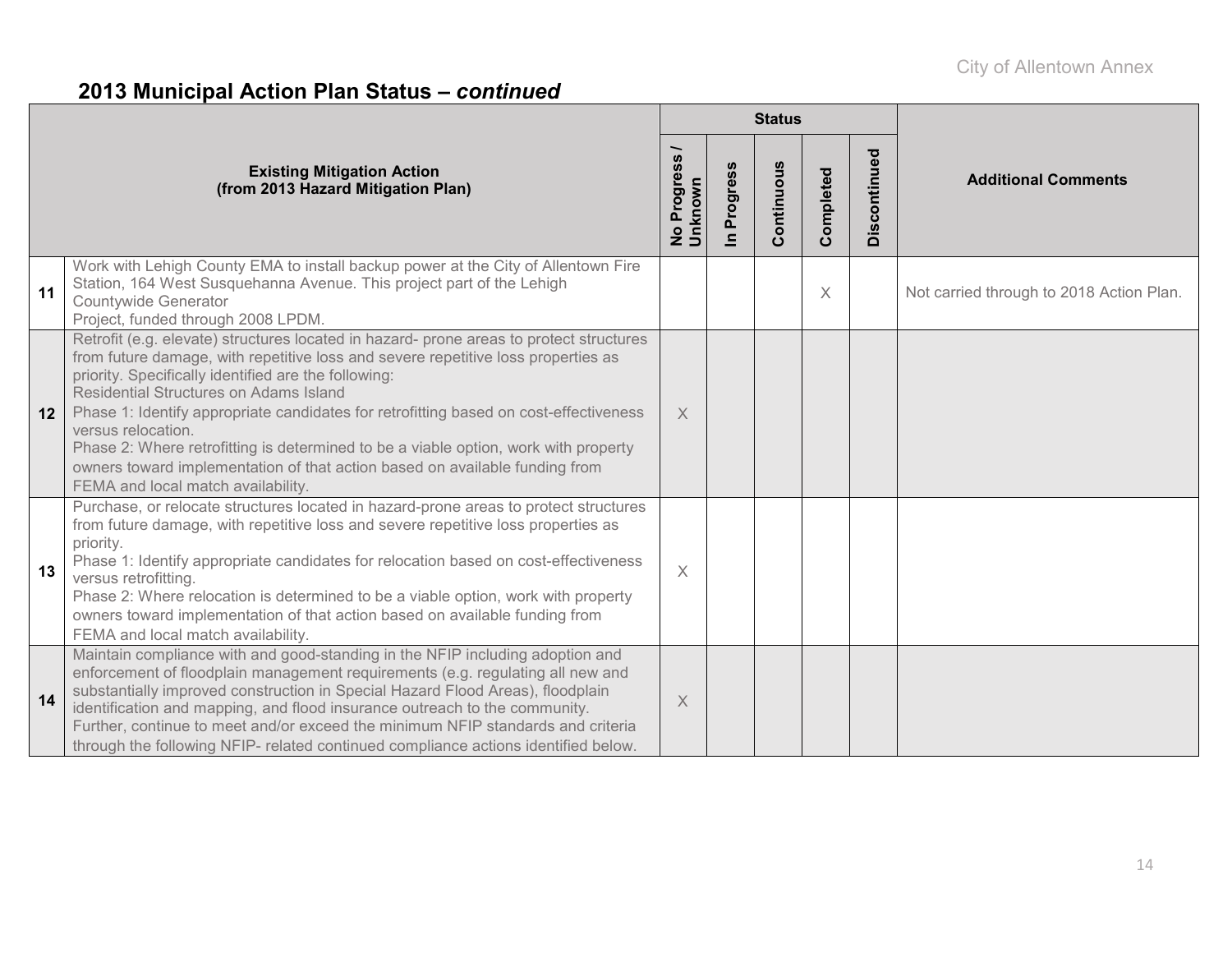## 2013 Municipal Action Plan Status – *continued*

| | Existing Mitigation Action (from 2013 Hazard Mitigation Plan) | Status | | | | | Additional Comments |
|---|---|---|---|---|---|---|---|
| | | No Progress / Unknown | In Progress | Continuous | Completed | Discontinued | |
| 11 | Work with Lehigh County EMA to install backup power at the City of Allentown Fire Station, 164 West Susquehanna Avenue. This project part of the Lehigh Countywide Generator Project, funded through 2008 LPDM. | | | | X | | Not carried through to 2018 Action Plan. |
| 12 | Retrofit (e.g. elevate) structures located in hazard- prone areas to protect structures from future damage, with repetitive loss and severe repetitive loss properties as priority. Specifically identified are the following:<br>Residential Structures on Adams Island<br>Phase 1: Identify appropriate candidates for retrofitting based on cost-effectiveness versus relocation.<br>Phase 2: Where retrofitting is determined to be a viable option, work with property owners toward implementation of that action based on available funding from FEMA and local match availability. | X | | | | | |
| 13 | Purchase, or relocate structures located in hazard-prone areas to protect structures from future damage, with repetitive loss and severe repetitive loss properties as priority.<br>Phase 1: Identify appropriate candidates for relocation based on cost-effectiveness versus retrofitting.<br>Phase 2: Where relocation is determined to be a viable option, work with property owners toward implementation of that action based on available funding from FEMA and local match availability. | X | | | | | |
| 14 | Maintain compliance with and good-standing in the NFIP including adoption and enforcement of floodplain management requirements (e.g. regulating all new and substantially improved construction in Special Hazard Flood Areas), floodplain identification and mapping, and flood insurance outreach to the community. Further, continue to meet and/or exceed the minimum NFIP standards and criteria through the following NFIP- related continued compliance actions identified below. | X | | | | | |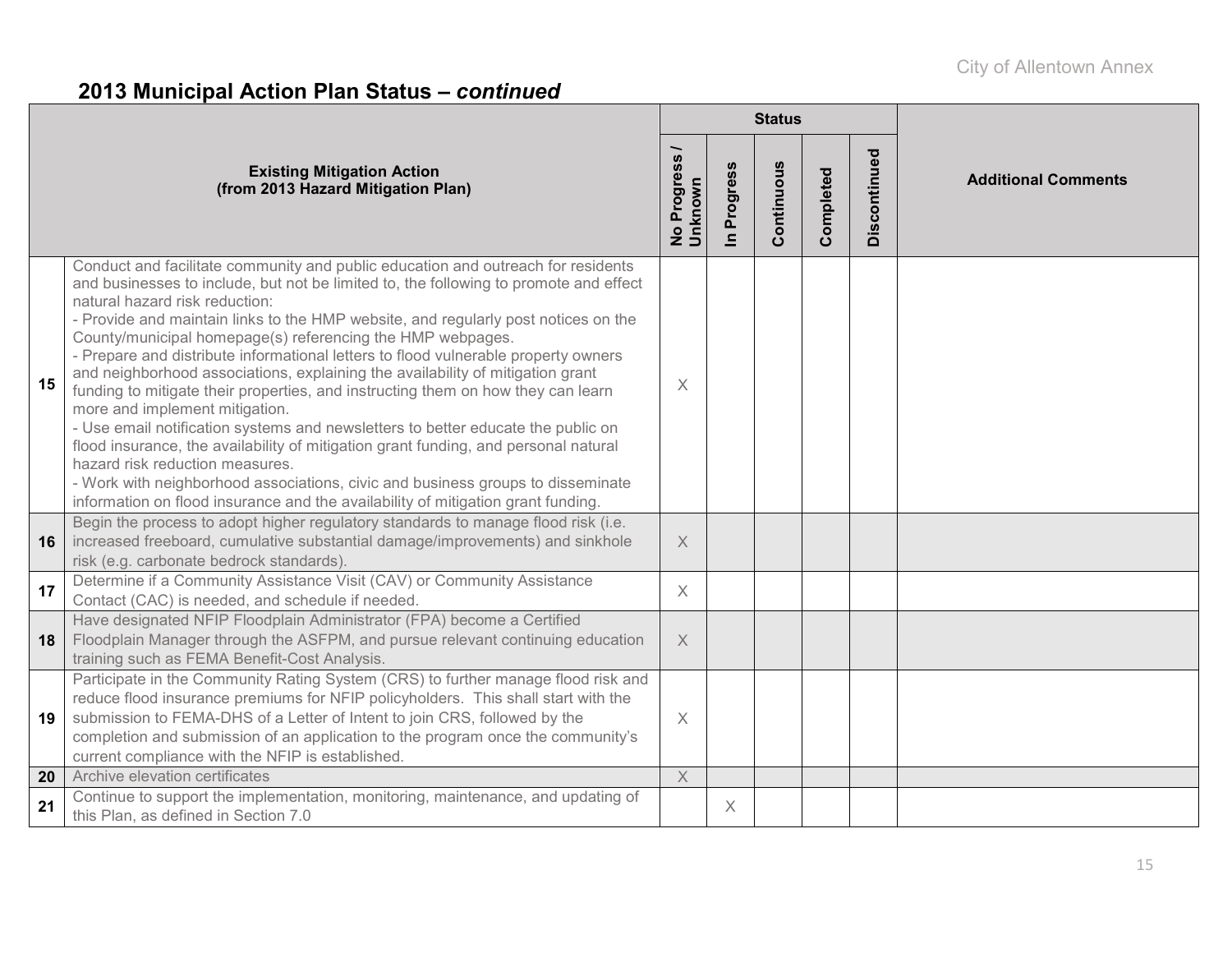## 2013 Municipal Action Plan Status – *continued*

| | Existing Mitigation Action (from 2013 Hazard Mitigation Plan) | Status | | | | | Additional Comments |
|---|---|---|---|---|---|---|---|
| | | No Progress / Unknown | In Progress | Continuous | Completed | Discontinued | |
| 15 | Conduct and facilitate community and public education and outreach for residents and businesses to include, but not be limited to, the following to promote and effect natural hazard risk reduction:<br>- Provide and maintain links to the HMP website, and regularly post notices on the County/municipal homepage(s) referencing the HMP webpages.<br>- Prepare and distribute informational letters to flood vulnerable property owners and neighborhood associations, explaining the availability of mitigation grant funding to mitigate their properties, and instructing them on how they can learn more and implement mitigation.<br>- Use email notification systems and newsletters to better educate the public on flood insurance, the availability of mitigation grant funding, and personal natural hazard risk reduction measures.<br>- Work with neighborhood associations, civic and business groups to disseminate information on flood insurance and the availability of mitigation grant funding. | X | | | | | |
| 16 | Begin the process to adopt higher regulatory standards to manage flood risk (i.e. increased freeboard, cumulative substantial damage/improvements) and sinkhole risk (e.g. carbonate bedrock standards). | X | | | | | |
| 17 | Determine if a Community Assistance Visit (CAV) or Community Assistance Contact (CAC) is needed, and schedule if needed. | X | | | | | |
| 18 | Have designated NFIP Floodplain Administrator (FPA) become a Certified Floodplain Manager through the ASFPM, and pursue relevant continuing education training such as FEMA Benefit-Cost Analysis. | X | | | | | |
| 19 | Participate in the Community Rating System (CRS) to further manage flood risk and reduce flood insurance premiums for NFIP policyholders. This shall start with the submission to FEMA-DHS of a Letter of Intent to join CRS, followed by the completion and submission of an application to the program once the community's current compliance with the NFIP is established. | X | | | | | |
| 20 | Archive elevation certificates | X | | | | | |
| 21 | Continue to support the implementation, monitoring, maintenance, and updating of this Plan, as defined in Section 7.0 | | X | | | | |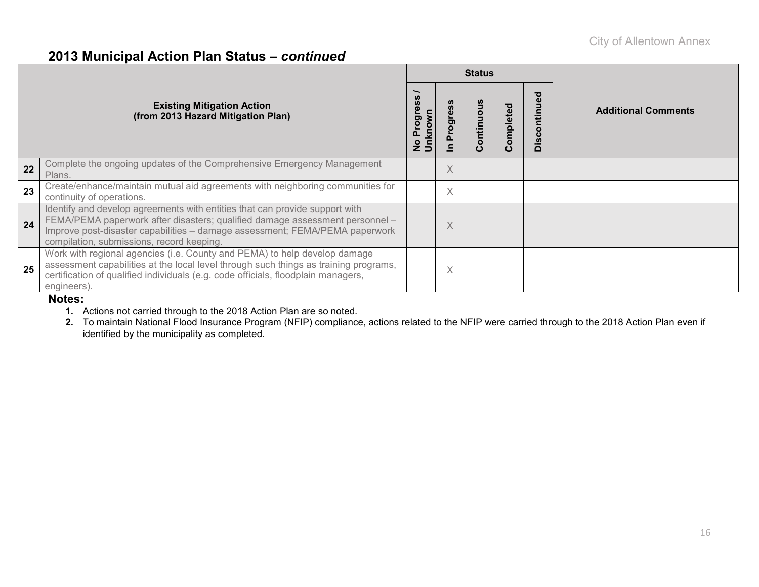## 2013 Municipal Action Plan Status – *continued*

| # | Existing Mitigation Action (from 2013 Hazard Mitigation Plan) | Status | | | | | Additional Comments |
|---|---|---|---|---|---|---|---|
| | | No Progress / Unknown | In Progress | Continuous | Completed | Discontinued | |
| 22 | Complete the ongoing updates of the Comprehensive Emergency Management Plans. | | X | | | | |
| 23 | Create/enhance/maintain mutual aid agreements with neighboring communities for continuity of operations. | | X | | | | |
| 24 | Identify and develop agreements with entities that can provide support with FEMA/PEMA paperwork after disasters; qualified damage assessment personnel – Improve post-disaster capabilities – damage assessment; FEMA/PEMA paperwork compilation, submissions, record keeping. | | X | | | | |
| 25 | Work with regional agencies (i.e. County and PEMA) to help develop damage assessment capabilities at the local level through such things as training programs, certification of qualified individuals (e.g. code officials, floodplain managers, engineers). | | X | | | | |

**Notes:**

1. Actions not carried through to the 2018 Action Plan are so noted.
2. To maintain National Flood Insurance Program (NFIP) compliance, actions related to the NFIP were carried through to the 2018 Action Plan even if identified by the municipality as completed.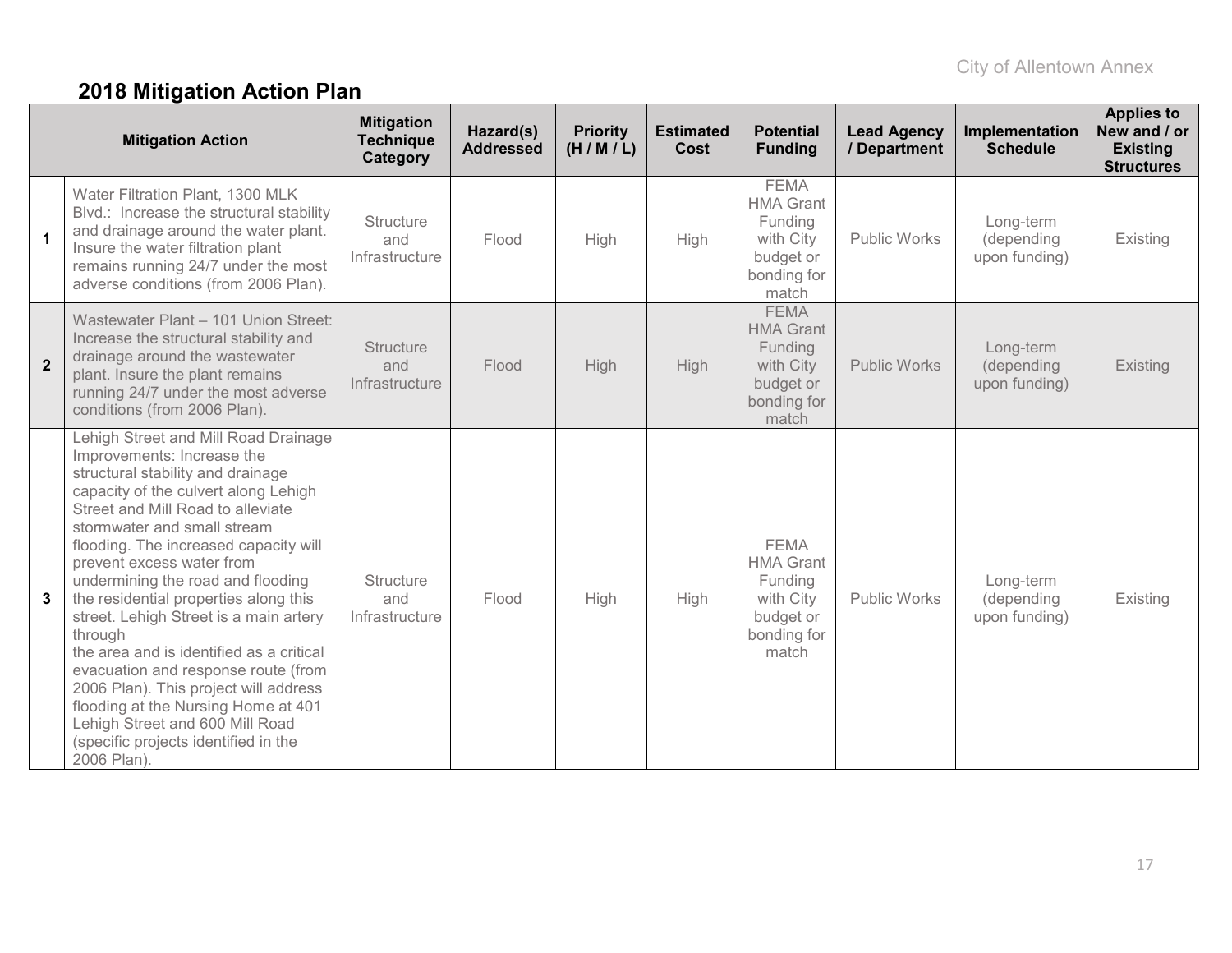## 2018 Mitigation Action Plan

| | Mitigation Action | Mitigation Technique Category | Hazard(s) Addressed | Priority (H / M / L) | Estimated Cost | Potential Funding | Lead Agency / Department | Implementation Schedule | Applies to New and / or Existing Structures |
|---|---|---|---|---|---|---|---|---|---|
| **1** | Water Filtration Plant, 1300 MLK Blvd.: Increase the structural stability and drainage around the water plant. Insure the water filtration plant remains running 24/7 under the most adverse conditions (from 2006 Plan). | Structure and Infrastructure | Flood | High | High | FEMA HMA Grant Funding with City budget or bonding for match | Public Works | Long-term (depending upon funding) | Existing |
| **2** | Wastewater Plant – 101 Union Street: Increase the structural stability and drainage around the wastewater plant. Insure the plant remains running 24/7 under the most adverse conditions (from 2006 Plan). | Structure and Infrastructure | Flood | High | High | FEMA HMA Grant Funding with City budget or bonding for match | Public Works | Long-term (depending upon funding) | Existing |
| **3** | Lehigh Street and Mill Road Drainage Improvements: Increase the structural stability and drainage capacity of the culvert along Lehigh Street and Mill Road to alleviate stormwater and small stream flooding. The increased capacity will prevent excess water from undermining the road and flooding the residential properties along this street. Lehigh Street is a main artery through the area and is identified as a critical evacuation and response route (from 2006 Plan). This project will address flooding at the Nursing Home at 401 Lehigh Street and 600 Mill Road (specific projects identified in the 2006 Plan). | Structure and Infrastructure | Flood | High | High | FEMA HMA Grant Funding with City budget or bonding for match | Public Works | Long-term (depending upon funding) | Existing |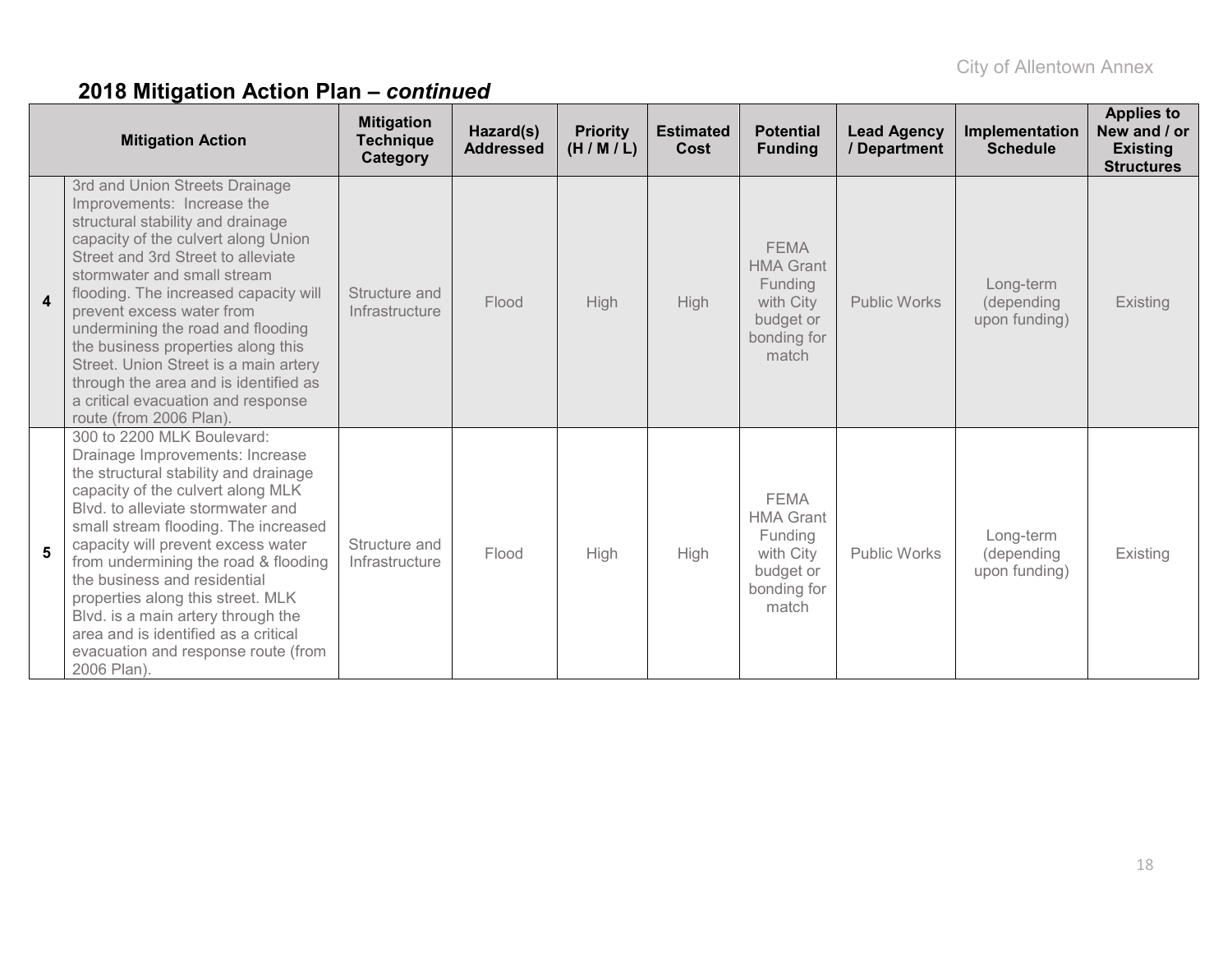## 2018 Mitigation Action Plan – *continued*

| | Mitigation Action | Mitigation Technique Category | Hazard(s) Addressed | Priority (H / M / L) | Estimated Cost | Potential Funding | Lead Agency / Department | Implementation Schedule | Applies to New and / or Existing Structures |
|---|---|---|---|---|---|---|---|---|---|
| **4** | 3rd and Union Streets Drainage Improvements: Increase the structural stability and drainage capacity of the culvert along Union Street and 3rd Street to alleviate stormwater and small stream flooding. The increased capacity will prevent excess water from undermining the road and flooding the business properties along this Street. Union Street is a main artery through the area and is identified as a critical evacuation and response route (from 2006 Plan). | Structure and Infrastructure | Flood | High | High | FEMA HMA Grant Funding with City budget or bonding for match | Public Works | Long-term (depending upon funding) | Existing |
| **5** | 300 to 2200 MLK Boulevard: Drainage Improvements: Increase the structural stability and drainage capacity of the culvert along MLK Blvd. to alleviate stormwater and small stream flooding. The increased capacity will prevent excess water from undermining the road & flooding the business and residential properties along this street. MLK Blvd. is a main artery through the area and is identified as a critical evacuation and response route (from 2006 Plan). | Structure and Infrastructure | Flood | High | High | FEMA HMA Grant Funding with City budget or bonding for match | Public Works | Long-term (depending upon funding) | Existing |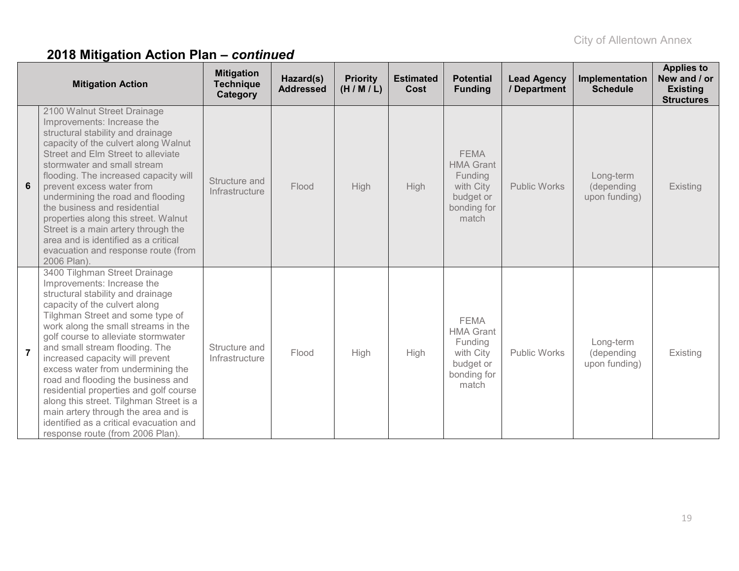## 2018 Mitigation Action Plan – *continued*

| | Mitigation Action | Mitigation Technique Category | Hazard(s) Addressed | Priority (H / M / L) | Estimated Cost | Potential Funding | Lead Agency / Department | Implementation Schedule | Applies to New and / or Existing Structures |
|---|---|---|---|---|---|---|---|---|---|
| **6** | 2100 Walnut Street Drainage Improvements: Increase the structural stability and drainage capacity of the culvert along Walnut Street and Elm Street to alleviate stormwater and small stream flooding. The increased capacity will prevent excess water from undermining the road and flooding the business and residential properties along this street. Walnut Street is a main artery through the area and is identified as a critical evacuation and response route (from 2006 Plan). | Structure and Infrastructure | Flood | High | High | FEMA HMA Grant Funding with City budget or bonding for match | Public Works | Long-term (depending upon funding) | Existing |
| **7** | 3400 Tilghman Street Drainage Improvements: Increase the structural stability and drainage capacity of the culvert along Tilghman Street and some type of work along the small streams in the golf course to alleviate stormwater and small stream flooding. The increased capacity will prevent excess water from undermining the road and flooding the business and residential properties and golf course along this street. Tilghman Street is a main artery through the area and is identified as a critical evacuation and response route (from 2006 Plan). | Structure and Infrastructure | Flood | High | High | FEMA HMA Grant Funding with City budget or bonding for match | Public Works | Long-term (depending upon funding) | Existing |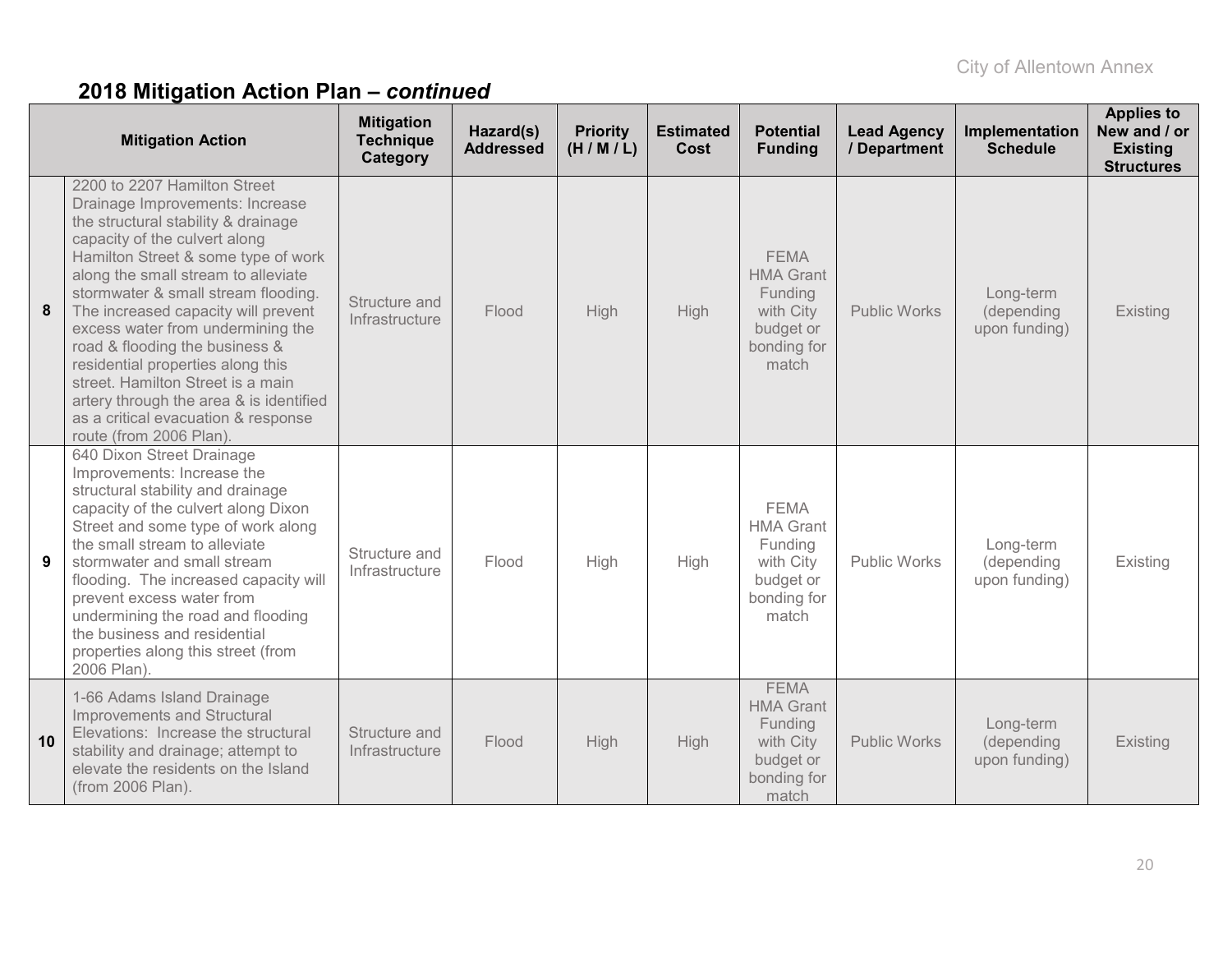## 2018 Mitigation Action Plan – *continued*

| | Mitigation Action | Mitigation Technique Category | Hazard(s) Addressed | Priority (H / M / L) | Estimated Cost | Potential Funding | Lead Agency / Department | Implementation Schedule | Applies to New and / or Existing Structures |
|---|---|---|---|---|---|---|---|---|---|
| **8** | 2200 to 2207 Hamilton Street Drainage Improvements: Increase the structural stability & drainage capacity of the culvert along Hamilton Street & some type of work along the small stream to alleviate stormwater & small stream flooding. The increased capacity will prevent excess water from undermining the road & flooding the business & residential properties along this street. Hamilton Street is a main artery through the area & is identified as a critical evacuation & response route (from 2006 Plan). | Structure and Infrastructure | Flood | High | High | FEMA HMA Grant Funding with City budget or bonding for match | Public Works | Long-term (depending upon funding) | Existing |
| **9** | 640 Dixon Street Drainage Improvements: Increase the structural stability and drainage capacity of the culvert along Dixon Street and some type of work along the small stream to alleviate stormwater and small stream flooding. The increased capacity will prevent excess water from undermining the road and flooding the business and residential properties along this street (from 2006 Plan). | Structure and Infrastructure | Flood | High | High | FEMA HMA Grant Funding with City budget or bonding for match | Public Works | Long-term (depending upon funding) | Existing |
| **10** | 1-66 Adams Island Drainage Improvements and Structural Elevations: Increase the structural stability and drainage; attempt to elevate the residents on the Island (from 2006 Plan). | Structure and Infrastructure | Flood | High | High | FEMA HMA Grant Funding with City budget or bonding for match | Public Works | Long-term (depending upon funding) | Existing |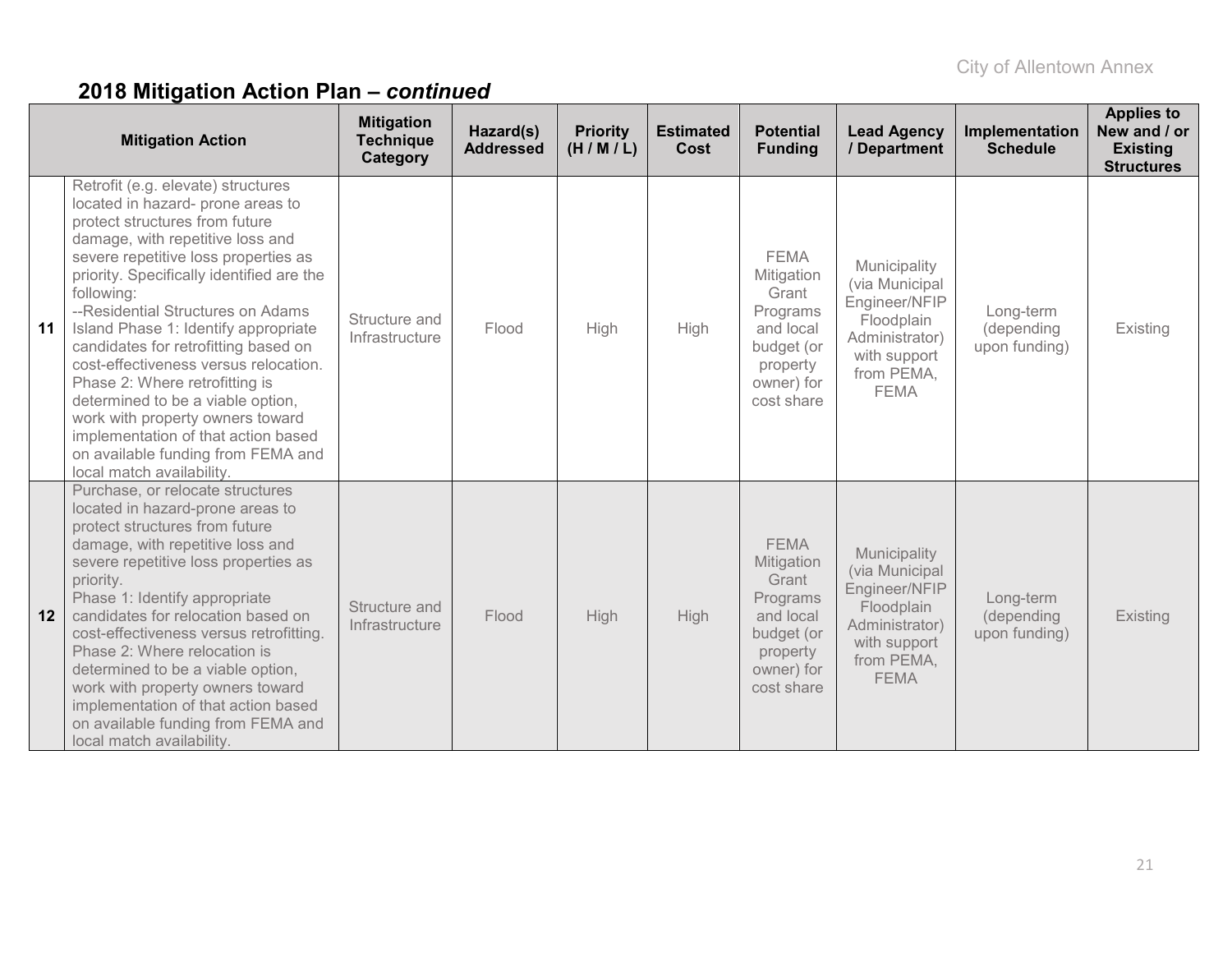## 2018 Mitigation Action Plan – *continued*

| | Mitigation Action | Mitigation Technique Category | Hazard(s) Addressed | Priority (H / M / L) | Estimated Cost | Potential Funding | Lead Agency / Department | Implementation Schedule | Applies to New and / or Existing Structures |
|---|---|---|---|---|---|---|---|---|---|
| **11** | Retrofit (e.g. elevate) structures located in hazard- prone areas to protect structures from future damage, with repetitive loss and severe repetitive loss properties as priority. Specifically identified are the following: --Residential Structures on Adams Island Phase 1: Identify appropriate candidates for retrofitting based on cost-effectiveness versus relocation. Phase 2: Where retrofitting is determined to be a viable option, work with property owners toward implementation of that action based on available funding from FEMA and local match availability. | Structure and Infrastructure | Flood | High | High | FEMA Mitigation Grant Programs and local budget (or property owner) for cost share | Municipality (via Municipal Engineer/NFIP Floodplain Administrator) with support from PEMA, FEMA | Long-term (depending upon funding) | Existing |
| **12** | Purchase, or relocate structures located in hazard-prone areas to protect structures from future damage, with repetitive loss and severe repetitive loss properties as priority. Phase 1: Identify appropriate candidates for relocation based on cost-effectiveness versus retrofitting. Phase 2: Where relocation is determined to be a viable option, work with property owners toward implementation of that action based on available funding from FEMA and local match availability. | Structure and Infrastructure | Flood | High | High | FEMA Mitigation Grant Programs and local budget (or property owner) for cost share | Municipality (via Municipal Engineer/NFIP Floodplain Administrator) with support from PEMA, FEMA | Long-term (depending upon funding) | Existing |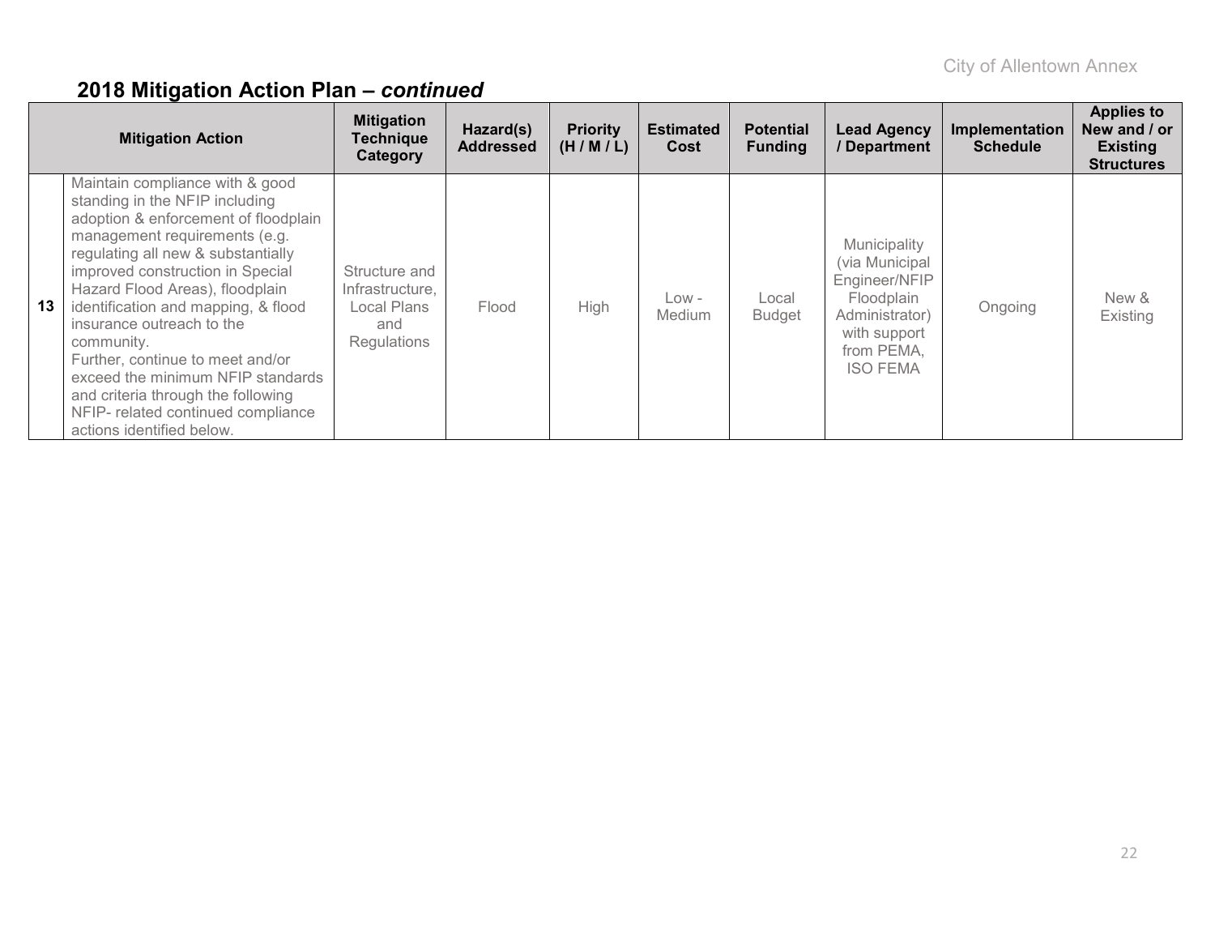## 2018 Mitigation Action Plan – *continued*

| | Mitigation Action | Mitigation Technique Category | Hazard(s) Addressed | Priority (H / M / L) | Estimated Cost | Potential Funding | Lead Agency / Department | Implementation Schedule | Applies to New and / or Existing Structures |
|---|---|---|---|---|---|---|---|---|---|
| 13 | Maintain compliance with & good standing in the NFIP including adoption & enforcement of floodplain management requirements (e.g. regulating all new & substantially improved construction in Special Hazard Flood Areas), floodplain identification and mapping, & flood insurance outreach to the community. Further, continue to meet and/or exceed the minimum NFIP standards and criteria through the following NFIP- related continued compliance actions identified below. | Structure and Infrastructure, Local Plans and Regulations | Flood | High | Low - Medium | Local Budget | Municipality (via Municipal Engineer/NFIP Floodplain Administrator) with support from PEMA, ISO FEMA | Ongoing | New & Existing |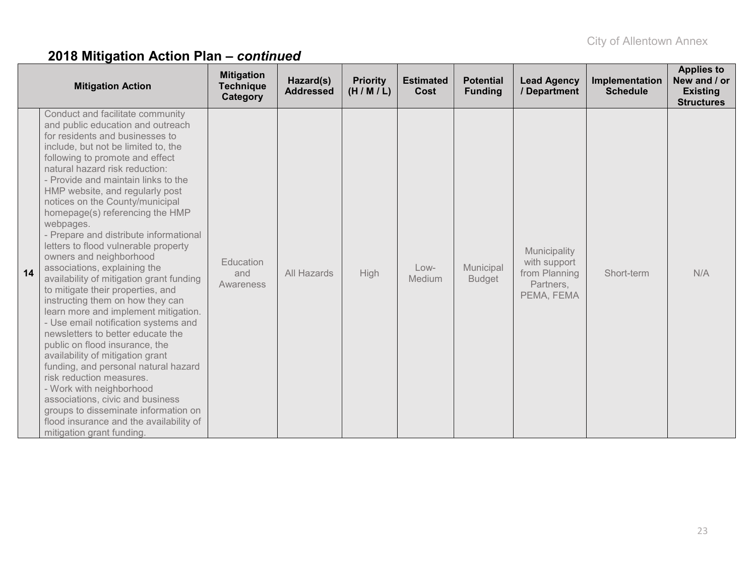## 2018 Mitigation Action Plan – *continued*

| | Mitigation Action | Mitigation Technique Category | Hazard(s) Addressed | Priority (H / M / L) | Estimated Cost | Potential Funding | Lead Agency / Department | Implementation Schedule | Applies to New and / or Existing Structures |
|---|---|---|---|---|---|---|---|---|---|
| **14** | Conduct and facilitate community and public education and outreach for residents and businesses to include, but not be limited to, the following to promote and effect natural hazard risk reduction:<br>- Provide and maintain links to the HMP website, and regularly post notices on the County/municipal homepage(s) referencing the HMP webpages.<br>- Prepare and distribute informational letters to flood vulnerable property owners and neighborhood associations, explaining the availability of mitigation grant funding to mitigate their properties, and instructing them on how they can learn more and implement mitigation.<br>- Use email notification systems and newsletters to better educate the public on flood insurance, the availability of mitigation grant funding, and personal natural hazard risk reduction measures.<br>- Work with neighborhood associations, civic and business groups to disseminate information on flood insurance and the availability of mitigation grant funding. | Education and Awareness | All Hazards | High | Low-Medium | Municipal Budget | Municipality with support from Planning Partners, PEMA, FEMA | Short-term | N/A |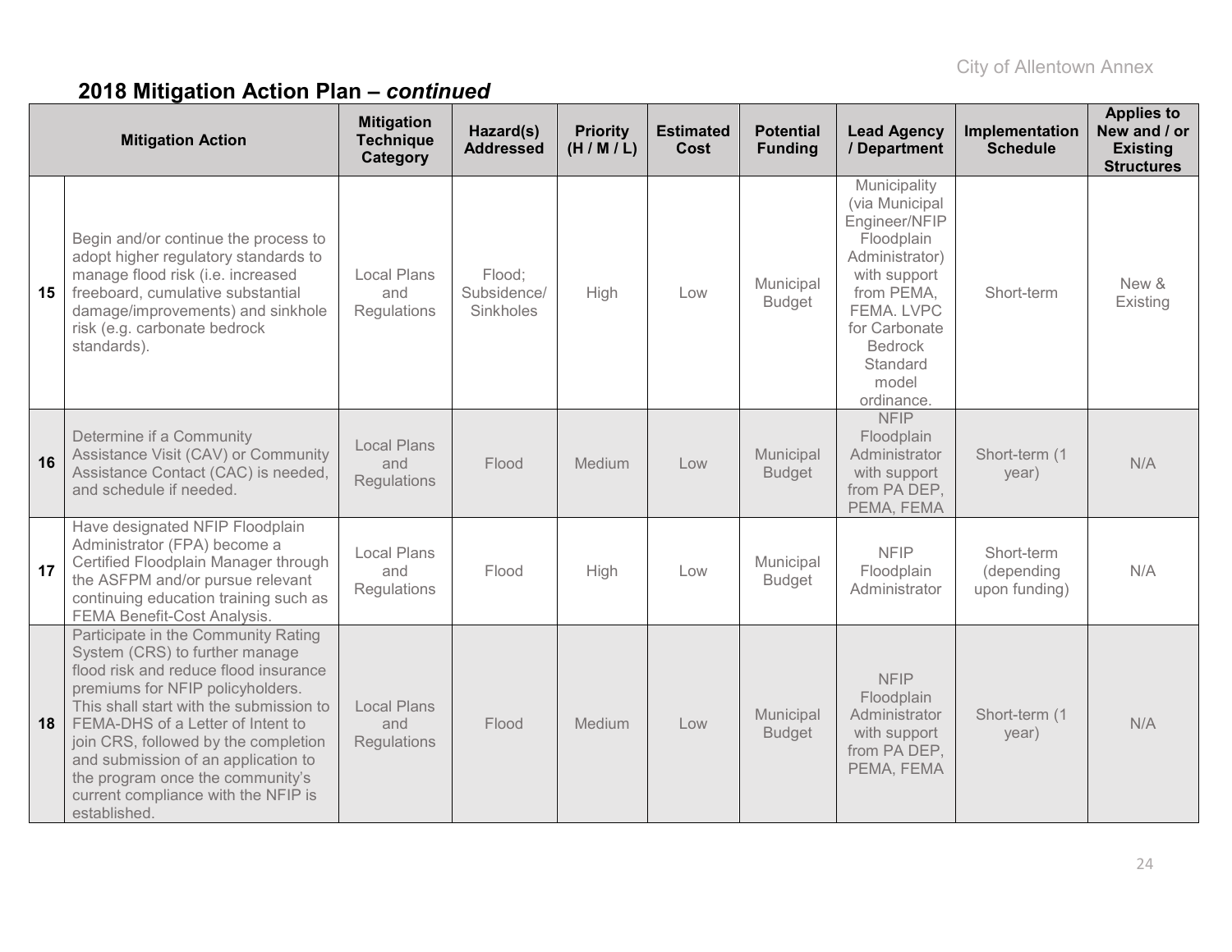## 2018 Mitigation Action Plan – *continued*

| | Mitigation Action | Mitigation Technique Category | Hazard(s) Addressed | Priority (H / M / L) | Estimated Cost | Potential Funding | Lead Agency / Department | Implementation Schedule | Applies to New and / or Existing Structures |
|---|---|---|---|---|---|---|---|---|---|
| 15 | Begin and/or continue the process to adopt higher regulatory standards to manage flood risk (i.e. increased freeboard, cumulative substantial damage/improvements) and sinkhole risk (e.g. carbonate bedrock standards). | Local Plans and Regulations | Flood; Subsidence/ Sinkholes | High | Low | Municipal Budget | Municipality (via Municipal Engineer/NFIP Floodplain Administrator) with support from PEMA, FEMA. LVPC for Carbonate Bedrock Standard model ordinance. | Short-term | New & Existing |
| 16 | Determine if a Community Assistance Visit (CAV) or Community Assistance Contact (CAC) is needed, and schedule if needed. | Local Plans and Regulations | Flood | Medium | Low | Municipal Budget | NFIP Floodplain Administrator with support from PA DEP, PEMA, FEMA | Short-term (1 year) | N/A |
| 17 | Have designated NFIP Floodplain Administrator (FPA) become a Certified Floodplain Manager through the ASFPM and/or pursue relevant continuing education training such as FEMA Benefit-Cost Analysis. | Local Plans and Regulations | Flood | High | Low | Municipal Budget | NFIP Floodplain Administrator | Short-term (depending upon funding) | N/A |
| 18 | Participate in the Community Rating System (CRS) to further manage flood risk and reduce flood insurance premiums for NFIP policyholders. This shall start with the submission to FEMA-DHS of a Letter of Intent to join CRS, followed by the completion and submission of an application to the program once the community's current compliance with the NFIP is established. | Local Plans and Regulations | Flood | Medium | Low | Municipal Budget | NFIP Floodplain Administrator with support from PA DEP, PEMA, FEMA | Short-term (1 year) | N/A |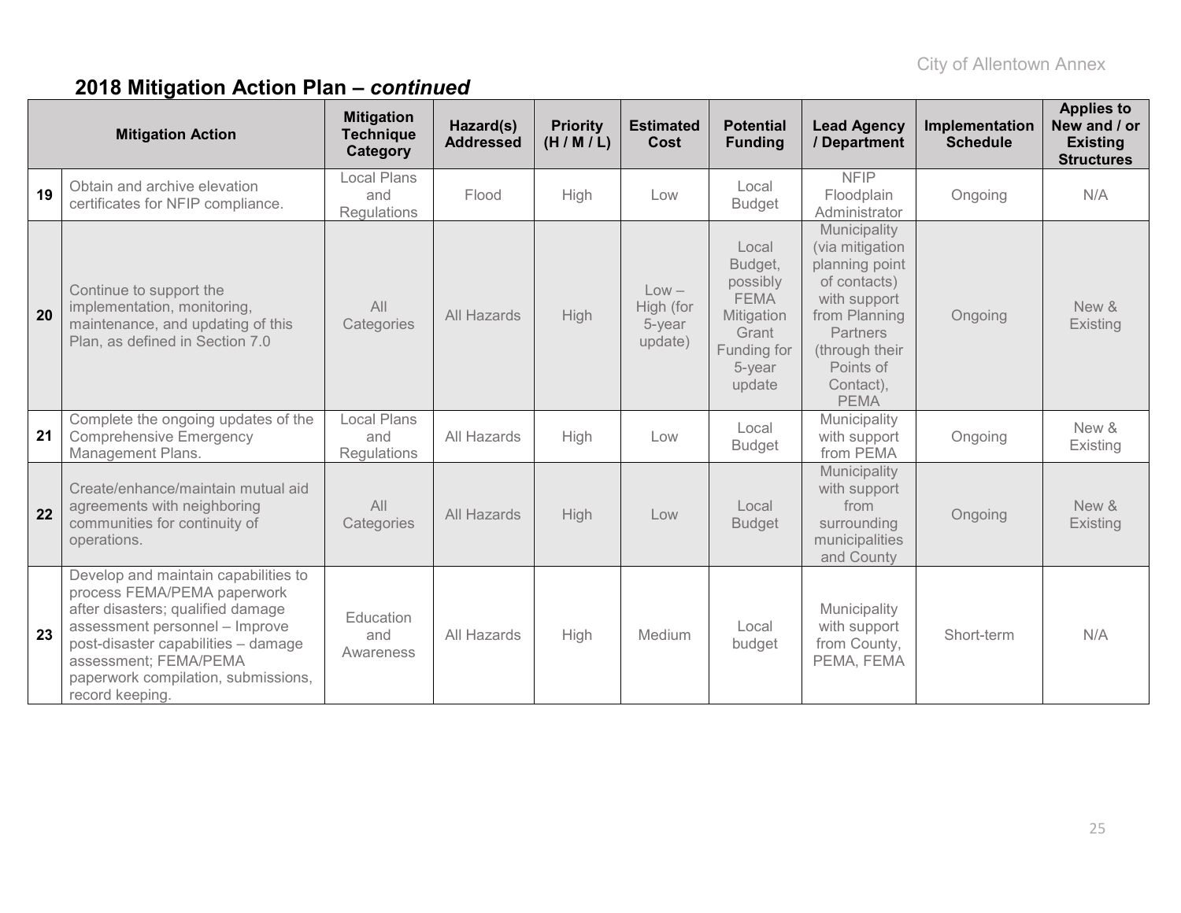## 2018 Mitigation Action Plan – *continued*

| | Mitigation Action | Mitigation Technique Category | Hazard(s) Addressed | Priority (H / M / L) | Estimated Cost | Potential Funding | Lead Agency / Department | Implementation Schedule | Applies to New and / or Existing Structures |
|---|---|---|---|---|---|---|---|---|---|
| 19 | Obtain and archive elevation certificates for NFIP compliance. | Local Plans and Regulations | Flood | High | Low | Local Budget | NFIP Floodplain Administrator | Ongoing | N/A |
| 20 | Continue to support the implementation, monitoring, maintenance, and updating of this Plan, as defined in Section 7.0 | All Categories | All Hazards | High | Low – High (for 5-year update) | Local Budget, possibly FEMA Mitigation Grant Funding for 5-year update | Municipality (via mitigation planning point of contacts) with support from Planning Partners (through their Points of Contact), PEMA | Ongoing | New & Existing |
| 21 | Complete the ongoing updates of the Comprehensive Emergency Management Plans. | Local Plans and Regulations | All Hazards | High | Low | Local Budget | Municipality with support from PEMA | Ongoing | New & Existing |
| 22 | Create/enhance/maintain mutual aid agreements with neighboring communities for continuity of operations. | All Categories | All Hazards | High | Low | Local Budget | Municipality with support from surrounding municipalities and County | Ongoing | New & Existing |
| 23 | Develop and maintain capabilities to process FEMA/PEMA paperwork after disasters; qualified damage assessment personnel – Improve post-disaster capabilities – damage assessment; FEMA/PEMA paperwork compilation, submissions, record keeping. | Education and Awareness | All Hazards | High | Medium | Local budget | Municipality with support from County, PEMA, FEMA | Short-term | N/A |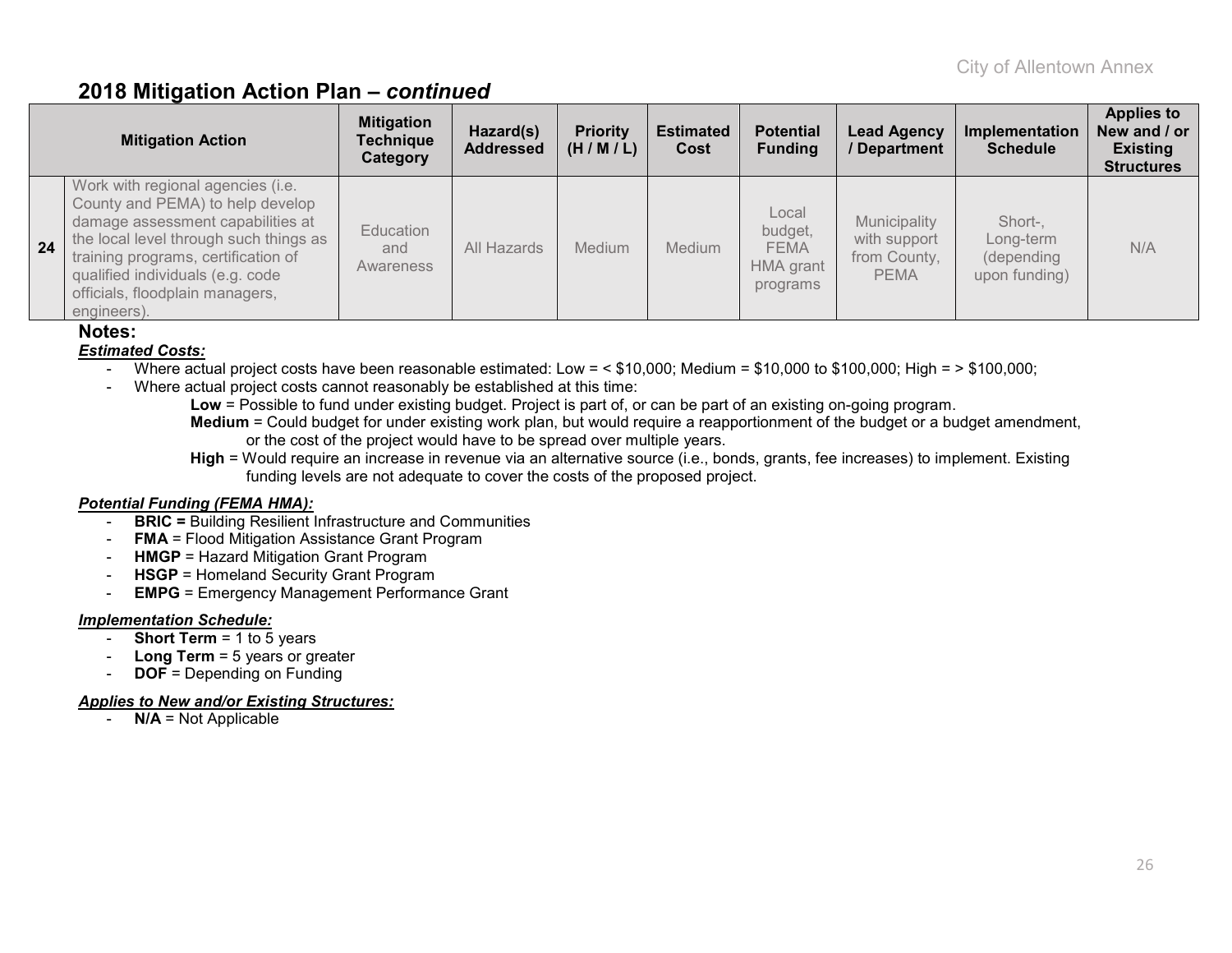## 2018 Mitigation Action Plan – *continued*

| | Mitigation Action | Mitigation Technique Category | Hazard(s) Addressed | Priority (H / M / L) | Estimated Cost | Potential Funding | Lead Agency / Department | Implementation Schedule | Applies to New and / or Existing Structures |
|---|---|---|---|---|---|---|---|---|---|
| 24 | Work with regional agencies (i.e. County and PEMA) to help develop damage assessment capabilities at the local level through such things as training programs, certification of qualified individuals (e.g. code officials, floodplain managers, engineers). | Education and Awareness | All Hazards | Medium | Medium | Local budget, FEMA HMA grant programs | Municipality with support from County, PEMA | Short-, Long-term (depending upon funding) | N/A |

**Notes:**

***Estimated Costs:***

- Where actual project costs have been reasonable estimated: Low = < $10,000; Medium = $10,000 to $100,000; High = > $100,000;
- Where actual project costs cannot reasonably be established at this time:
  - **Low** = Possible to fund under existing budget. Project is part of, or can be part of an existing on-going program.
  - **Medium** = Could budget for under existing work plan, but would require a reapportionment of the budget or a budget amendment, or the cost of the project would have to be spread over multiple years.
  - **High** = Would require an increase in revenue via an alternative source (i.e., bonds, grants, fee increases) to implement. Existing funding levels are not adequate to cover the costs of the proposed project.

***Potential Funding (FEMA HMA):***

- **BRIC =** Building Resilient Infrastructure and Communities
- **FMA** = Flood Mitigation Assistance Grant Program
- **HMGP** = Hazard Mitigation Grant Program
- **HSGP** = Homeland Security Grant Program
- **EMPG** = Emergency Management Performance Grant

***Implementation Schedule:***

- **Short Term** = 1 to 5 years
- **Long Term** = 5 years or greater
- **DOF** = Depending on Funding

***Applies to New and/or Existing Structures:***

- **N/A** = Not Applicable